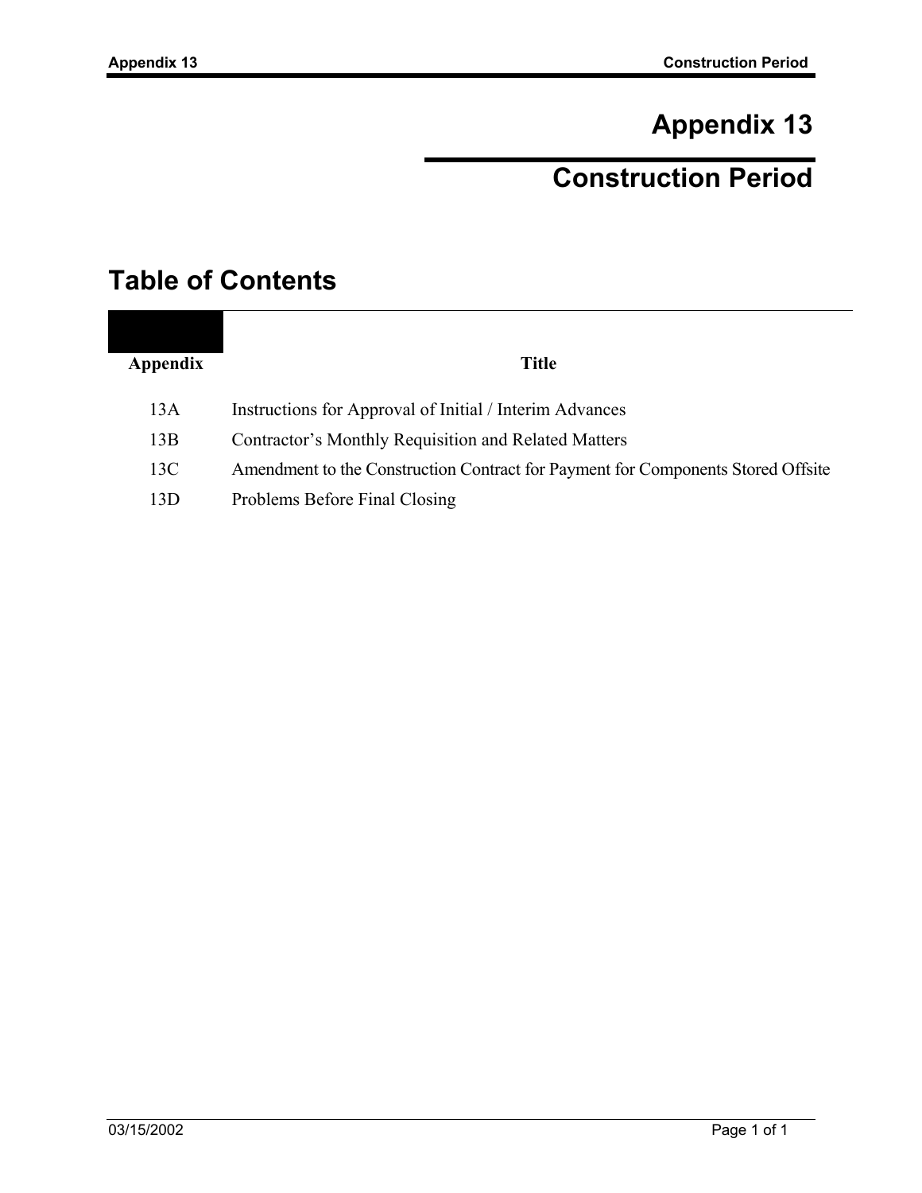# Appendix 13

# Construction Period

## Table of Contents

| Appendix | Title |
|---|---|
| 13A | Instructions for Approval of Initial / Interim Advances |
| 13B | Contractor's Monthly Requisition and Related Matters |
| 13C | Amendment to the Construction Contract for Payment for Components Stored Offsite |
| 13D | Problems Before Final Closing |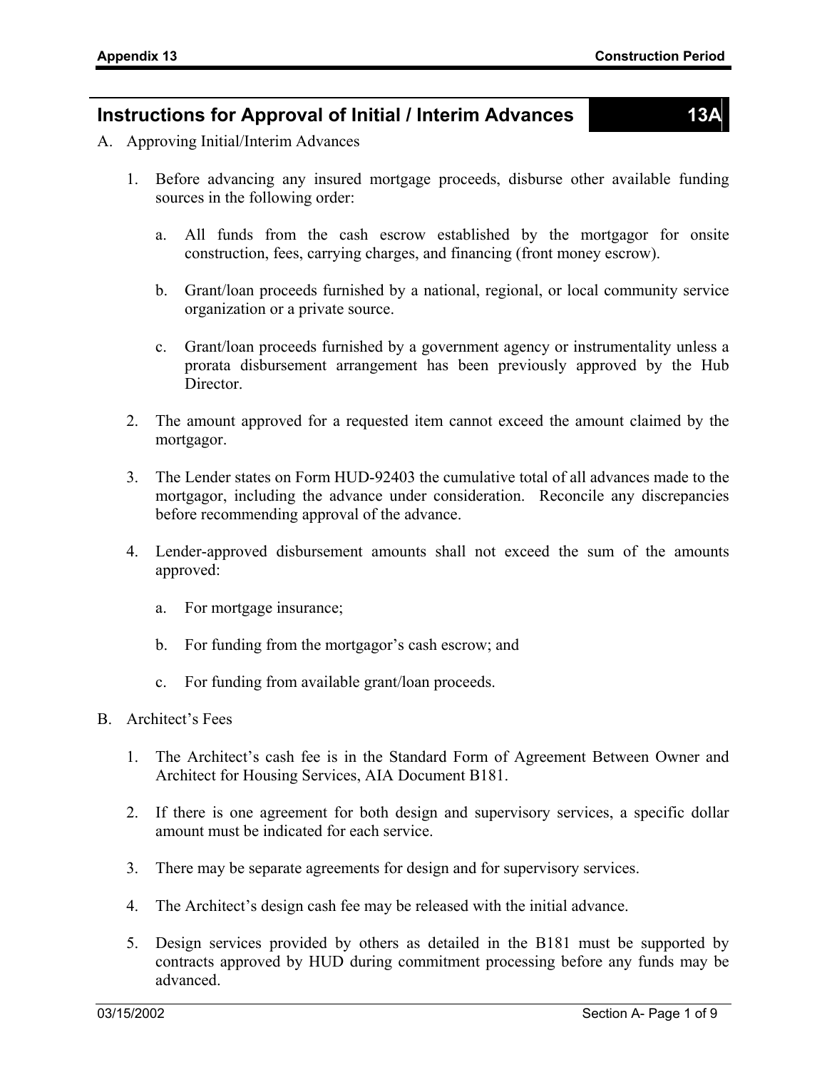## Instructions for Approval of Initial / Interim Advances — 13A

A. Approving Initial/Interim Advances

1. Before advancing any insured mortgage proceeds, disburse other available funding sources in the following order:

    a. All funds from the cash escrow established by the mortgagor for onsite construction, fees, carrying charges, and financing (front money escrow).

    b. Grant/loan proceeds furnished by a national, regional, or local community service organization or a private source.

    c. Grant/loan proceeds furnished by a government agency or instrumentality unless a prorata disbursement arrangement has been previously approved by the Hub Director.

2. The amount approved for a requested item cannot exceed the amount claimed by the mortgagor.

3. The Lender states on Form HUD-92403 the cumulative total of all advances made to the mortgagor, including the advance under consideration. Reconcile any discrepancies before recommending approval of the advance.

4. Lender-approved disbursement amounts shall not exceed the sum of the amounts approved:

    a. For mortgage insurance;

    b. For funding from the mortgagor's cash escrow; and

    c. For funding from available grant/loan proceeds.

B. Architect's Fees

1. The Architect's cash fee is in the Standard Form of Agreement Between Owner and Architect for Housing Services, AIA Document B181.

2. If there is one agreement for both design and supervisory services, a specific dollar amount must be indicated for each service.

3. There may be separate agreements for design and for supervisory services.

4. The Architect's design cash fee may be released with the initial advance.

5. Design services provided by others as detailed in the B181 must be supported by contracts approved by HUD during commitment processing before any funds may be advanced.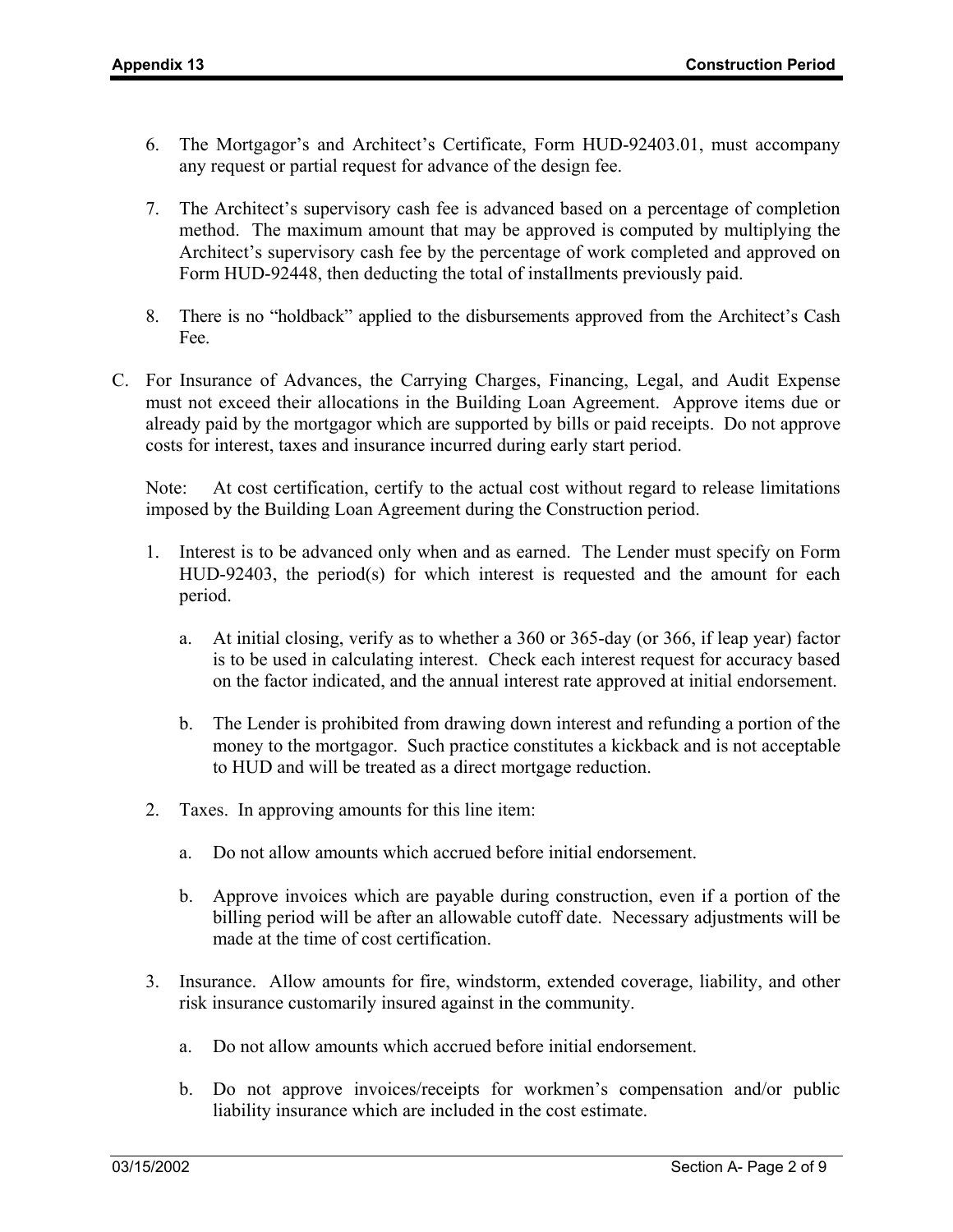6. The Mortgagor's and Architect's Certificate, Form HUD-92403.01, must accompany any request or partial request for advance of the design fee.

7. The Architect's supervisory cash fee is advanced based on a percentage of completion method. The maximum amount that may be approved is computed by multiplying the Architect's supervisory cash fee by the percentage of work completed and approved on Form HUD-92448, then deducting the total of installments previously paid.

8. There is no "holdback" applied to the disbursements approved from the Architect's Cash Fee.

C. For Insurance of Advances, the Carrying Charges, Financing, Legal, and Audit Expense must not exceed their allocations in the Building Loan Agreement. Approve items due or already paid by the mortgagor which are supported by bills or paid receipts. Do not approve costs for interest, taxes and insurance incurred during early start period.

Note: At cost certification, certify to the actual cost without regard to release limitations imposed by the Building Loan Agreement during the Construction period.

1. Interest is to be advanced only when and as earned. The Lender must specify on Form HUD-92403, the period(s) for which interest is requested and the amount for each period.

   a. At initial closing, verify as to whether a 360 or 365-day (or 366, if leap year) factor is to be used in calculating interest. Check each interest request for accuracy based on the factor indicated, and the annual interest rate approved at initial endorsement.

   b. The Lender is prohibited from drawing down interest and refunding a portion of the money to the mortgagor. Such practice constitutes a kickback and is not acceptable to HUD and will be treated as a direct mortgage reduction.

2. Taxes. In approving amounts for this line item:

   a. Do not allow amounts which accrued before initial endorsement.

   b. Approve invoices which are payable during construction, even if a portion of the billing period will be after an allowable cutoff date. Necessary adjustments will be made at the time of cost certification.

3. Insurance. Allow amounts for fire, windstorm, extended coverage, liability, and other risk insurance customarily insured against in the community.

   a. Do not allow amounts which accrued before initial endorsement.

   b. Do not approve invoices/receipts for workmen's compensation and/or public liability insurance which are included in the cost estimate.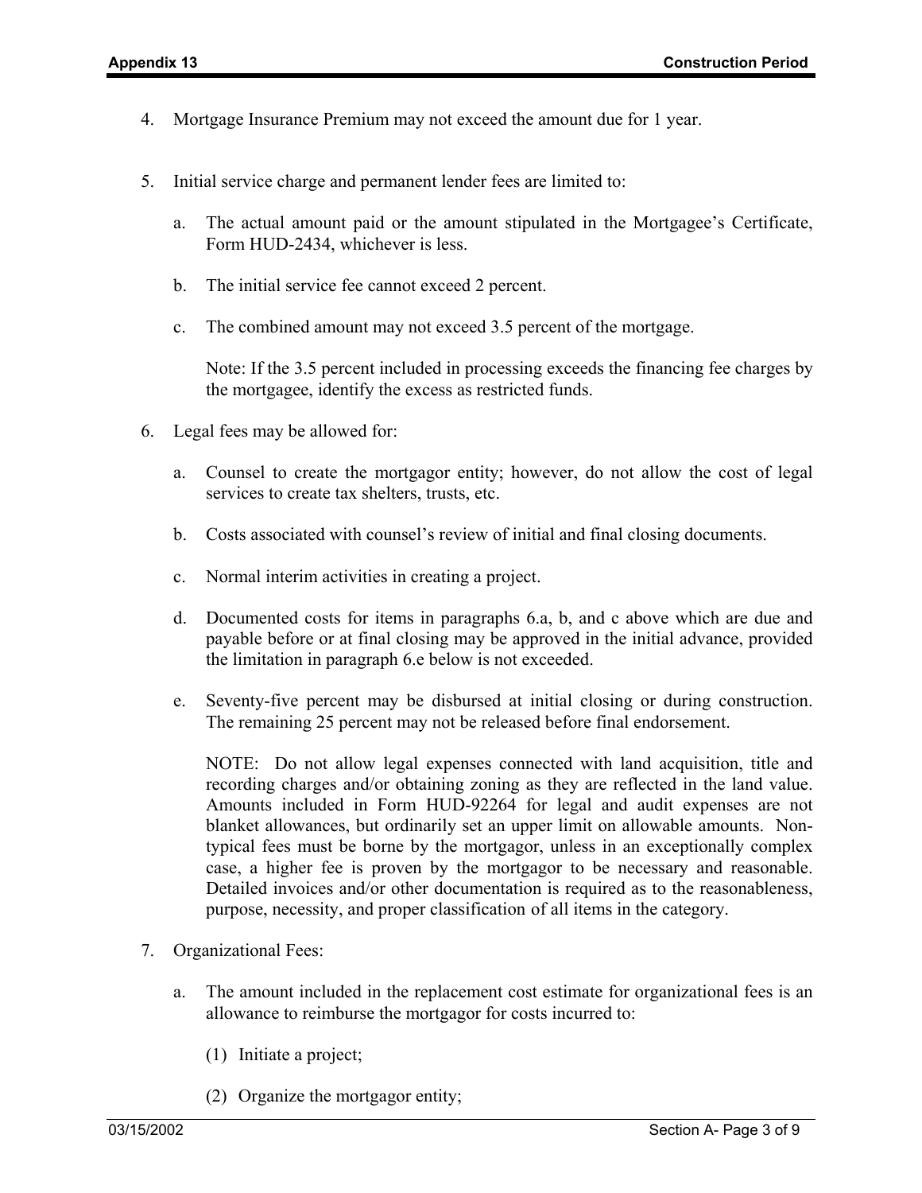4. Mortgage Insurance Premium may not exceed the amount due for 1 year.

5. Initial service charge and permanent lender fees are limited to:

   a. The actual amount paid or the amount stipulated in the Mortgagee's Certificate, Form HUD-2434, whichever is less.

   b. The initial service fee cannot exceed 2 percent.

   c. The combined amount may not exceed 3.5 percent of the mortgage.

   Note: If the 3.5 percent included in processing exceeds the financing fee charges by the mortgagee, identify the excess as restricted funds.

6. Legal fees may be allowed for:

   a. Counsel to create the mortgagor entity; however, do not allow the cost of legal services to create tax shelters, trusts, etc.

   b. Costs associated with counsel's review of initial and final closing documents.

   c. Normal interim activities in creating a project.

   d. Documented costs for items in paragraphs 6.a, b, and c above which are due and payable before or at final closing may be approved in the initial advance, provided the limitation in paragraph 6.e below is not exceeded.

   e. Seventy-five percent may be disbursed at initial closing or during construction. The remaining 25 percent may not be released before final endorsement.

   NOTE: Do not allow legal expenses connected with land acquisition, title and recording charges and/or obtaining zoning as they are reflected in the land value. Amounts included in Form HUD-92264 for legal and audit expenses are not blanket allowances, but ordinarily set an upper limit on allowable amounts. Non-typical fees must be borne by the mortgagor, unless in an exceptionally complex case, a higher fee is proven by the mortgagor to be necessary and reasonable. Detailed invoices and/or other documentation is required as to the reasonableness, purpose, necessity, and proper classification of all items in the category.

7. Organizational Fees:

   a. The amount included in the replacement cost estimate for organizational fees is an allowance to reimburse the mortgagor for costs incurred to:

      (1) Initiate a project;

      (2) Organize the mortgagor entity;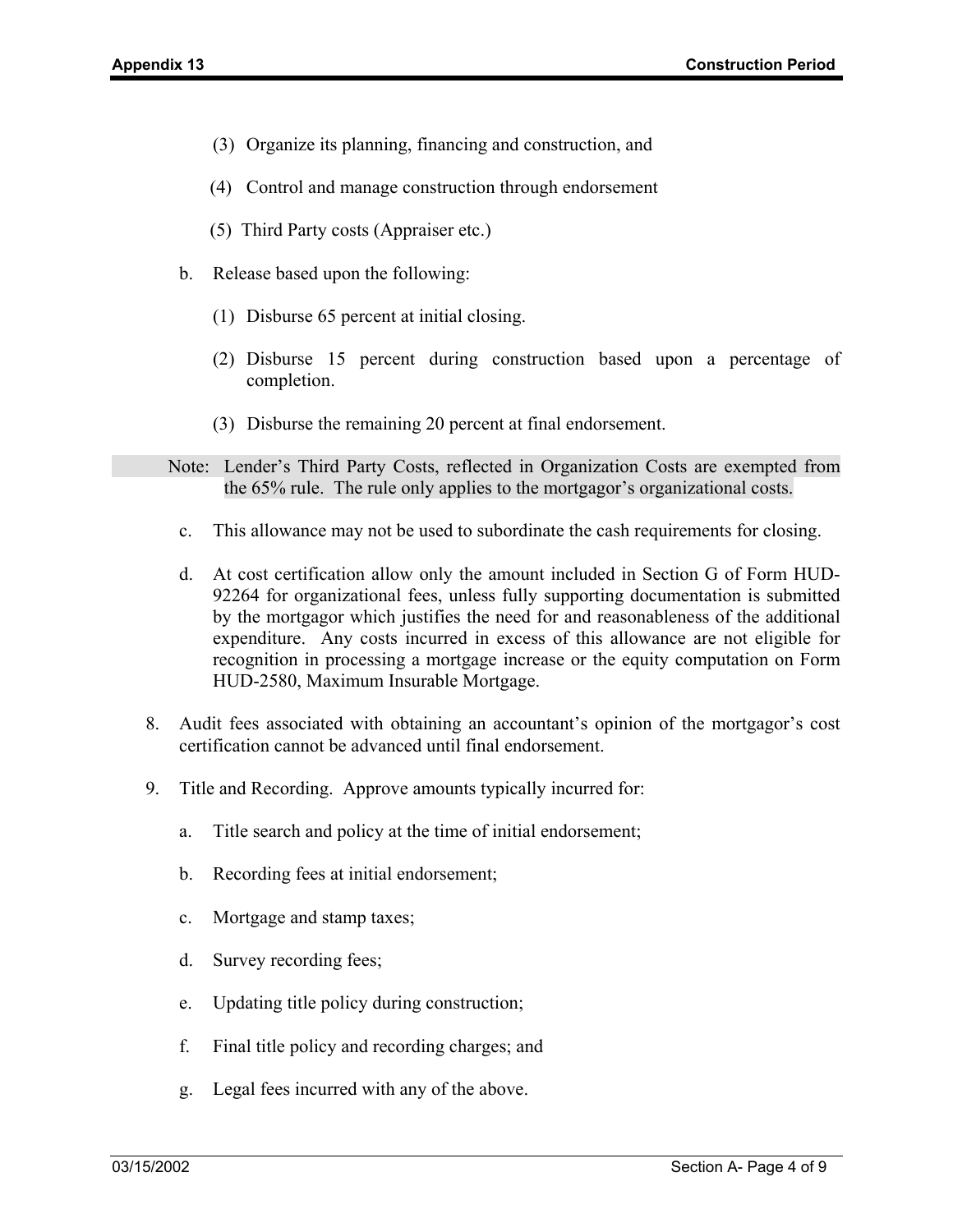(3) Organize its planning, financing and construction, and

(4) Control and manage construction through endorsement

(5) Third Party costs (Appraiser etc.)

b. Release based upon the following:

(1) Disburse 65 percent at initial closing.

(2) Disburse 15 percent during construction based upon a percentage of completion.

(3) Disburse the remaining 20 percent at final endorsement.

Note: Lender's Third Party Costs, reflected in Organization Costs are exempted from the 65% rule. The rule only applies to the mortgagor's organizational costs.

c. This allowance may not be used to subordinate the cash requirements for closing.

d. At cost certification allow only the amount included in Section G of Form HUD-92264 for organizational fees, unless fully supporting documentation is submitted by the mortgagor which justifies the need for and reasonableness of the additional expenditure. Any costs incurred in excess of this allowance are not eligible for recognition in processing a mortgage increase or the equity computation on Form HUD-2580, Maximum Insurable Mortgage.

8. Audit fees associated with obtaining an accountant's opinion of the mortgagor's cost certification cannot be advanced until final endorsement.

9. Title and Recording. Approve amounts typically incurred for:

   a. Title search and policy at the time of initial endorsement;

   b. Recording fees at initial endorsement;

   c. Mortgage and stamp taxes;

   d. Survey recording fees;

   e. Updating title policy during construction;

   f. Final title policy and recording charges; and

   g. Legal fees incurred with any of the above.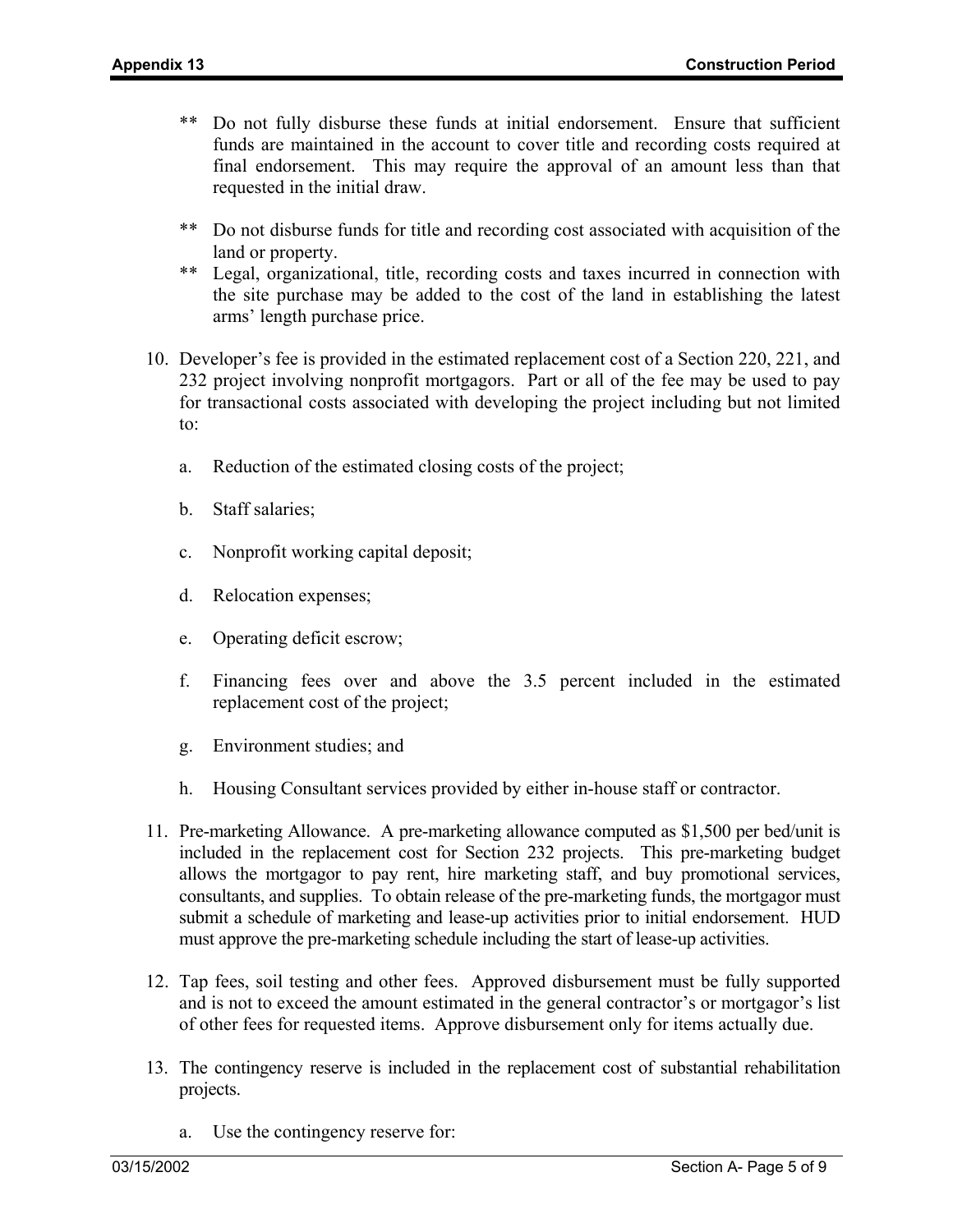** Do not fully disburse these funds at initial endorsement. Ensure that sufficient funds are maintained in the account to cover title and recording costs required at final endorsement. This may require the approval of an amount less than that requested in the initial draw.

** Do not disburse funds for title and recording cost associated with acquisition of the land or property.

** Legal, organizational, title, recording costs and taxes incurred in connection with the site purchase may be added to the cost of the land in establishing the latest arms' length purchase price.

10. Developer's fee is provided in the estimated replacement cost of a Section 220, 221, and 232 project involving nonprofit mortgagors. Part or all of the fee may be used to pay for transactional costs associated with developing the project including but not limited to:

    a. Reduction of the estimated closing costs of the project;

    b. Staff salaries;

    c. Nonprofit working capital deposit;

    d. Relocation expenses;

    e. Operating deficit escrow;

    f. Financing fees over and above the 3.5 percent included in the estimated replacement cost of the project;

    g. Environment studies; and

    h. Housing Consultant services provided by either in-house staff or contractor.

11. Pre-marketing Allowance. A pre-marketing allowance computed as $1,500 per bed/unit is included in the replacement cost for Section 232 projects. This pre-marketing budget allows the mortgagor to pay rent, hire marketing staff, and buy promotional services, consultants, and supplies. To obtain release of the pre-marketing funds, the mortgagor must submit a schedule of marketing and lease-up activities prior to initial endorsement. HUD must approve the pre-marketing schedule including the start of lease-up activities.

12. Tap fees, soil testing and other fees. Approved disbursement must be fully supported and is not to exceed the amount estimated in the general contractor's or mortgagor's list of other fees for requested items. Approve disbursement only for items actually due.

13. The contingency reserve is included in the replacement cost of substantial rehabilitation projects.

    a. Use the contingency reserve for: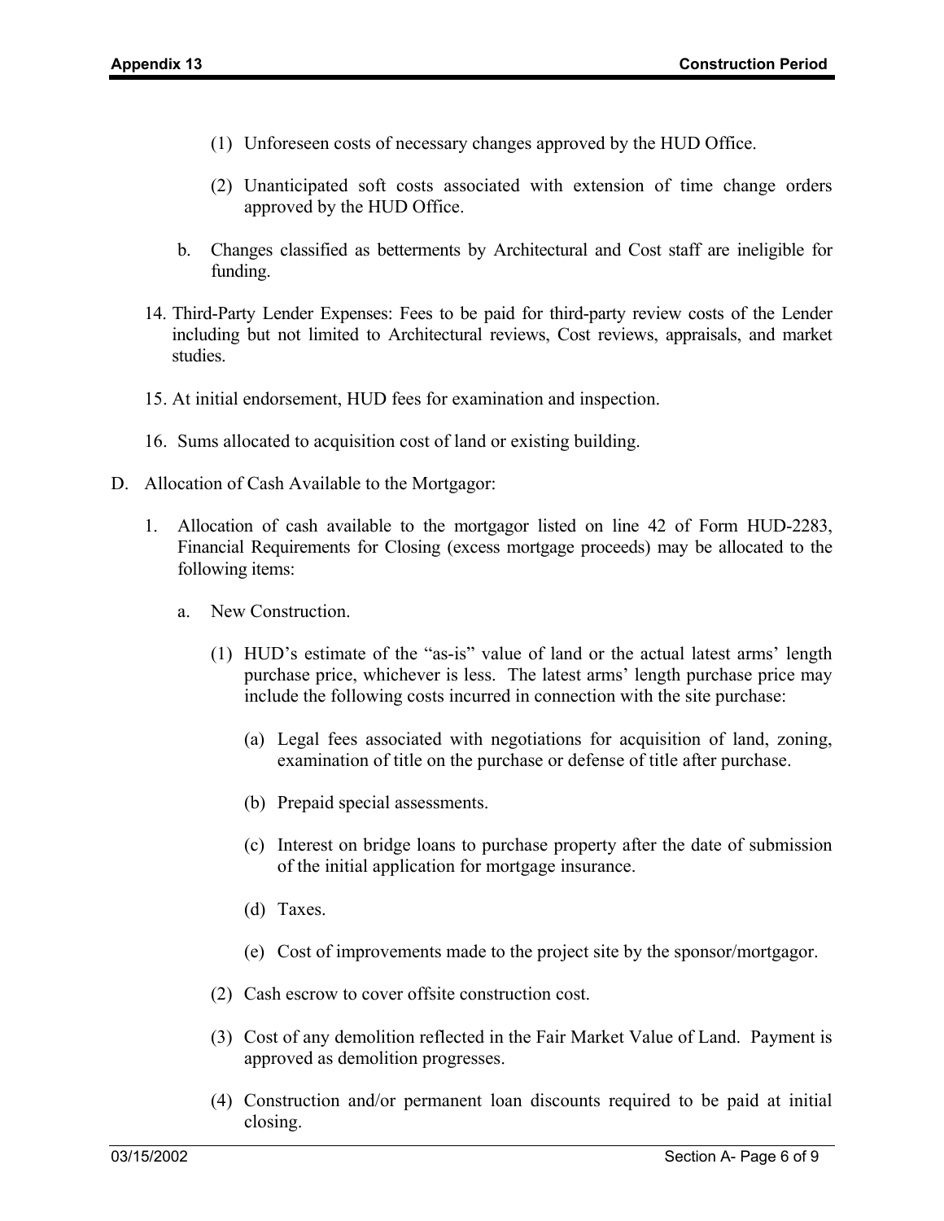(1) Unforeseen costs of necessary changes approved by the HUD Office.

(2) Unanticipated soft costs associated with extension of time change orders approved by the HUD Office.

b. Changes classified as betterments by Architectural and Cost staff are ineligible for funding.

14. Third-Party Lender Expenses: Fees to be paid for third-party review costs of the Lender including but not limited to Architectural reviews, Cost reviews, appraisals, and market studies.

15. At initial endorsement, HUD fees for examination and inspection.

16. Sums allocated to acquisition cost of land or existing building.

D. Allocation of Cash Available to the Mortgagor:

1. Allocation of cash available to the mortgagor listed on line 42 of Form HUD-2283, Financial Requirements for Closing (excess mortgage proceeds) may be allocated to the following items:

   a. New Construction.

      (1) HUD's estimate of the "as-is" value of land or the actual latest arms' length purchase price, whichever is less. The latest arms' length purchase price may include the following costs incurred in connection with the site purchase:

         (a) Legal fees associated with negotiations for acquisition of land, zoning, examination of title on the purchase or defense of title after purchase.

         (b) Prepaid special assessments.

         (c) Interest on bridge loans to purchase property after the date of submission of the initial application for mortgage insurance.

         (d) Taxes.

         (e) Cost of improvements made to the project site by the sponsor/mortgagor.

      (2) Cash escrow to cover offsite construction cost.

      (3) Cost of any demolition reflected in the Fair Market Value of Land. Payment is approved as demolition progresses.

      (4) Construction and/or permanent loan discounts required to be paid at initial closing.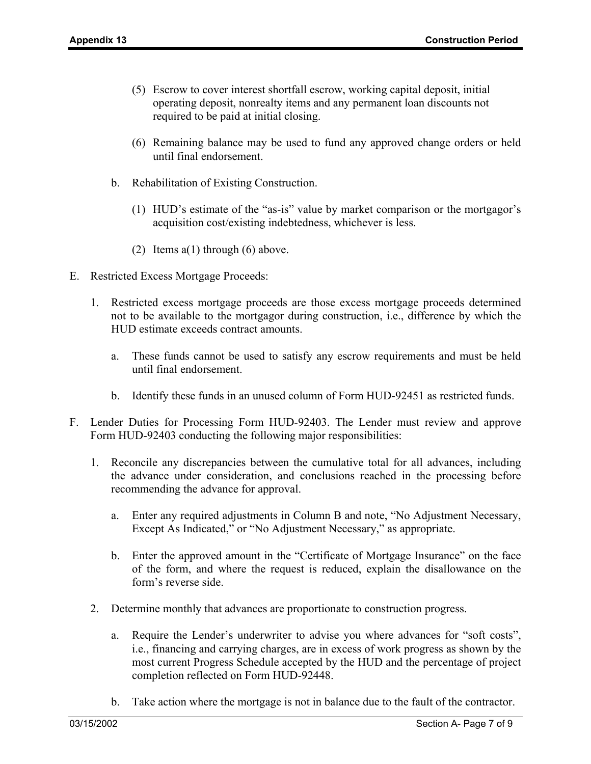(5) Escrow to cover interest shortfall escrow, working capital deposit, initial operating deposit, nonrealty items and any permanent loan discounts not required to be paid at initial closing.

(6) Remaining balance may be used to fund any approved change orders or held until final endorsement.

b. Rehabilitation of Existing Construction.

(1) HUD's estimate of the "as-is" value by market comparison or the mortgagor's acquisition cost/existing indebtedness, whichever is less.

(2) Items a(1) through (6) above.

E. Restricted Excess Mortgage Proceeds:

1. Restricted excess mortgage proceeds are those excess mortgage proceeds determined not to be available to the mortgagor during construction, i.e., difference by which the HUD estimate exceeds contract amounts.

   a. These funds cannot be used to satisfy any escrow requirements and must be held until final endorsement.

   b. Identify these funds in an unused column of Form HUD-92451 as restricted funds.

F. Lender Duties for Processing Form HUD-92403. The Lender must review and approve Form HUD-92403 conducting the following major responsibilities:

1. Reconcile any discrepancies between the cumulative total for all advances, including the advance under consideration, and conclusions reached in the processing before recommending the advance for approval.

   a. Enter any required adjustments in Column B and note, "No Adjustment Necessary, Except As Indicated," or "No Adjustment Necessary," as appropriate.

   b. Enter the approved amount in the "Certificate of Mortgage Insurance" on the face of the form, and where the request is reduced, explain the disallowance on the form's reverse side.

2. Determine monthly that advances are proportionate to construction progress.

   a. Require the Lender's underwriter to advise you where advances for "soft costs", i.e., financing and carrying charges, are in excess of work progress as shown by the most current Progress Schedule accepted by the HUD and the percentage of project completion reflected on Form HUD-92448.

   b. Take action where the mortgage is not in balance due to the fault of the contractor.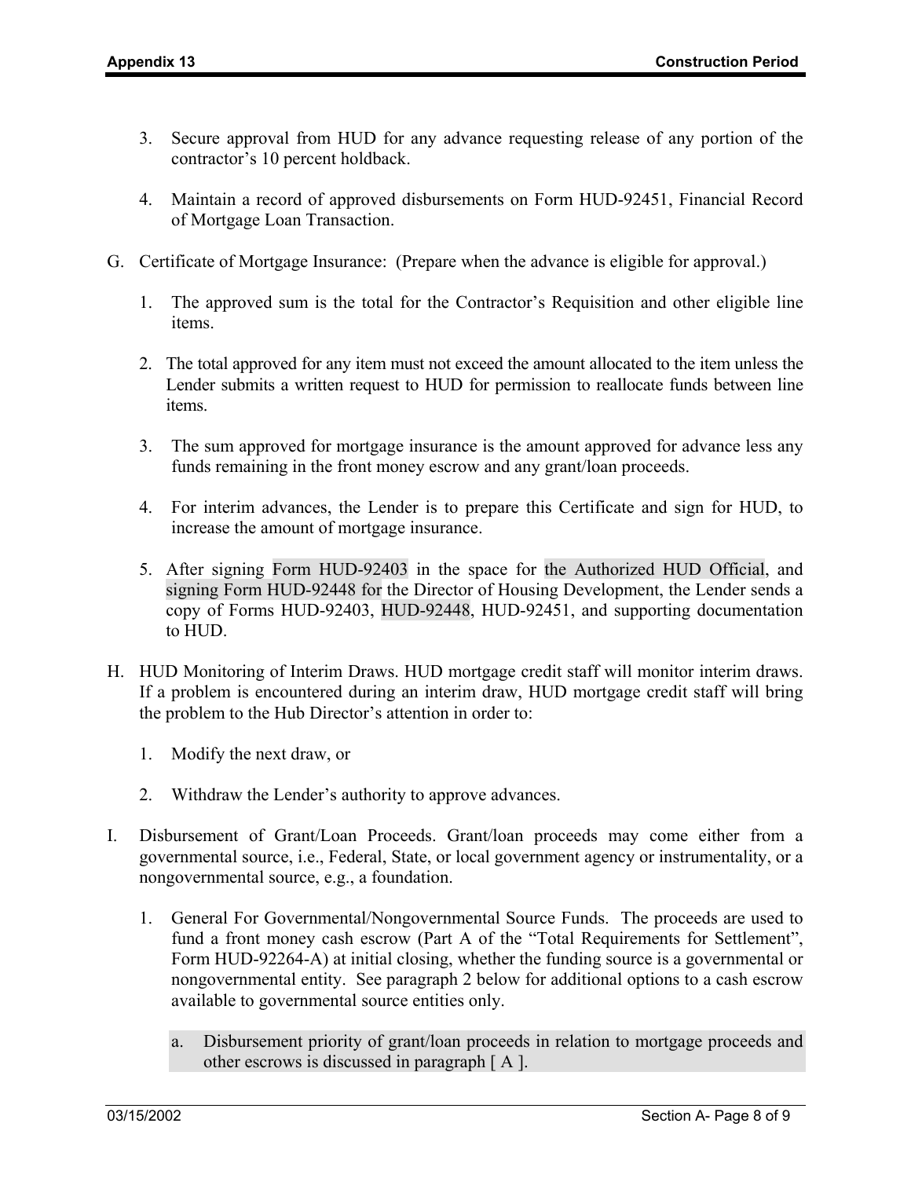3. Secure approval from HUD for any advance requesting release of any portion of the contractor's 10 percent holdback.

4. Maintain a record of approved disbursements on Form HUD-92451, Financial Record of Mortgage Loan Transaction.

G. Certificate of Mortgage Insurance: (Prepare when the advance is eligible for approval.)

1. The approved sum is the total for the Contractor's Requisition and other eligible line items.

2. The total approved for any item must not exceed the amount allocated to the item unless the Lender submits a written request to HUD for permission to reallocate funds between line items.

3. The sum approved for mortgage insurance is the amount approved for advance less any funds remaining in the front money escrow and any grant/loan proceeds.

4. For interim advances, the Lender is to prepare this Certificate and sign for HUD, to increase the amount of mortgage insurance.

5. After signing Form HUD-92403 in the space for the Authorized HUD Official, and signing Form HUD-92448 for the Director of Housing Development, the Lender sends a copy of Forms HUD-92403, HUD-92448, HUD-92451, and supporting documentation to HUD.

H. HUD Monitoring of Interim Draws. HUD mortgage credit staff will monitor interim draws. If a problem is encountered during an interim draw, HUD mortgage credit staff will bring the problem to the Hub Director's attention in order to:

1. Modify the next draw, or

2. Withdraw the Lender's authority to approve advances.

I. Disbursement of Grant/Loan Proceeds. Grant/loan proceeds may come either from a governmental source, i.e., Federal, State, or local government agency or instrumentality, or a nongovernmental source, e.g., a foundation.

1. General For Governmental/Nongovernmental Source Funds. The proceeds are used to fund a front money cash escrow (Part A of the "Total Requirements for Settlement", Form HUD-92264-A) at initial closing, whether the funding source is a governmental or nongovernmental entity. See paragraph 2 below for additional options to a cash escrow available to governmental source entities only.

   a. Disbursement priority of grant/loan proceeds in relation to mortgage proceeds and other escrows is discussed in paragraph [ A ].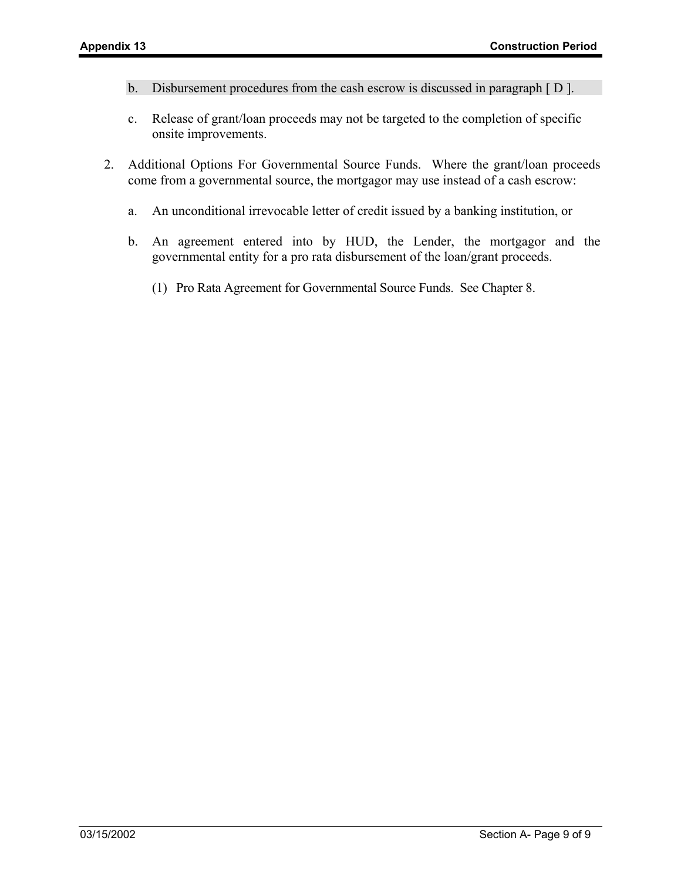b. Disbursement procedures from the cash escrow is discussed in paragraph [ D ].

c. Release of grant/loan proceeds may not be targeted to the completion of specific onsite improvements.

2. Additional Options For Governmental Source Funds. Where the grant/loan proceeds come from a governmental source, the mortgagor may use instead of a cash escrow:

   a. An unconditional irrevocable letter of credit issued by a banking institution, or

   b. An agreement entered into by HUD, the Lender, the mortgagor and the governmental entity for a pro rata disbursement of the loan/grant proceeds.

      (1) Pro Rata Agreement for Governmental Source Funds. See Chapter 8.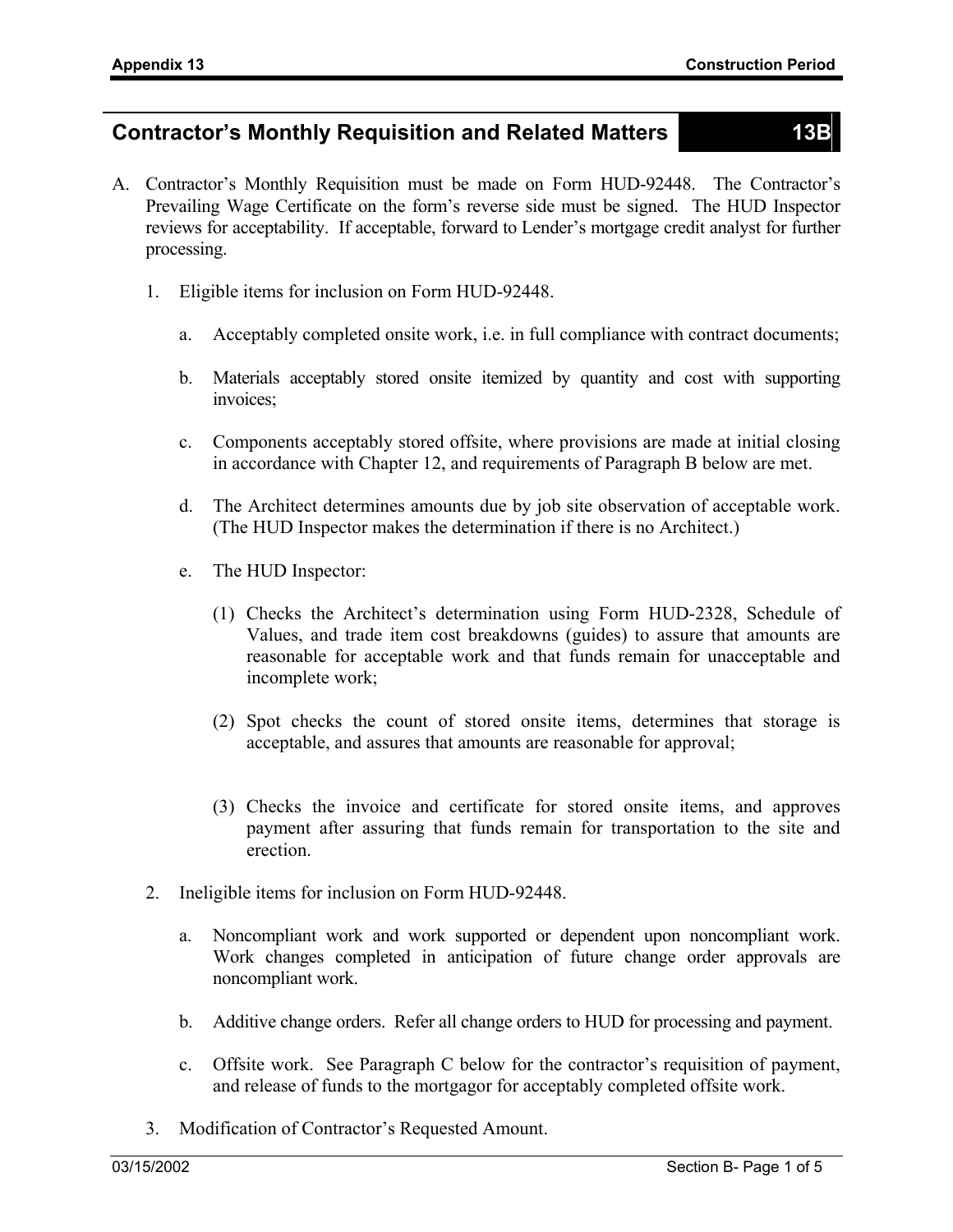## Contractor's Monthly Requisition and Related Matters 13B

A. Contractor's Monthly Requisition must be made on Form HUD-92448. The Contractor's Prevailing Wage Certificate on the form's reverse side must be signed. The HUD Inspector reviews for acceptability. If acceptable, forward to Lender's mortgage credit analyst for further processing.

1. Eligible items for inclusion on Form HUD-92448.

   a. Acceptably completed onsite work, i.e. in full compliance with contract documents;

   b. Materials acceptably stored onsite itemized by quantity and cost with supporting invoices;

   c. Components acceptably stored offsite, where provisions are made at initial closing in accordance with Chapter 12, and requirements of Paragraph B below are met.

   d. The Architect determines amounts due by job site observation of acceptable work. (The HUD Inspector makes the determination if there is no Architect.)

   e. The HUD Inspector:

      (1) Checks the Architect's determination using Form HUD-2328, Schedule of Values, and trade item cost breakdowns (guides) to assure that amounts are reasonable for acceptable work and that funds remain for unacceptable and incomplete work;

      (2) Spot checks the count of stored onsite items, determines that storage is acceptable, and assures that amounts are reasonable for approval;

      (3) Checks the invoice and certificate for stored onsite items, and approves payment after assuring that funds remain for transportation to the site and erection.

2. Ineligible items for inclusion on Form HUD-92448.

   a. Noncompliant work and work supported or dependent upon noncompliant work. Work changes completed in anticipation of future change order approvals are noncompliant work.

   b. Additive change orders. Refer all change orders to HUD for processing and payment.

   c. Offsite work. See Paragraph C below for the contractor's requisition of payment, and release of funds to the mortgagor for acceptably completed offsite work.

3. Modification of Contractor's Requested Amount.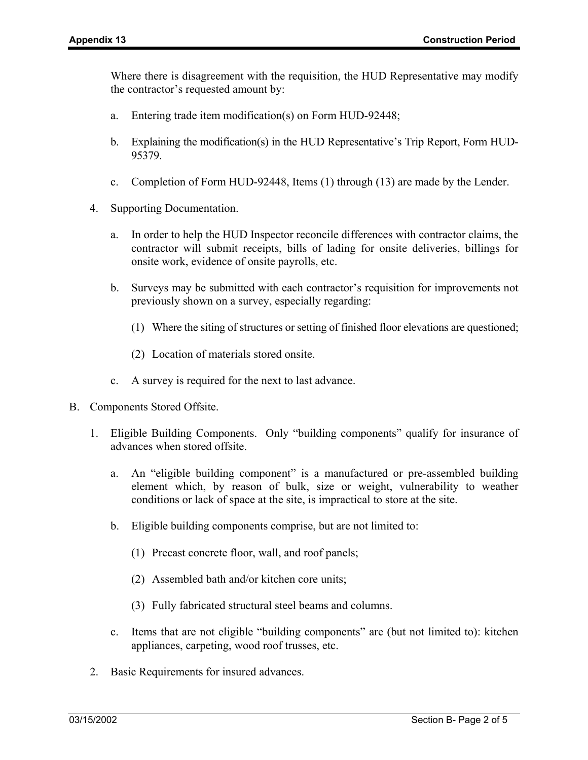Where there is disagreement with the requisition, the HUD Representative may modify the contractor's requested amount by:

a. Entering trade item modification(s) on Form HUD-92448;

b. Explaining the modification(s) in the HUD Representative's Trip Report, Form HUD-95379.

c. Completion of Form HUD-92448, Items (1) through (13) are made by the Lender.

4. Supporting Documentation.

   a. In order to help the HUD Inspector reconcile differences with contractor claims, the contractor will submit receipts, bills of lading for onsite deliveries, billings for onsite work, evidence of onsite payrolls, etc.

   b. Surveys may be submitted with each contractor's requisition for improvements not previously shown on a survey, especially regarding:

      (1) Where the siting of structures or setting of finished floor elevations are questioned;

      (2) Location of materials stored onsite.

   c. A survey is required for the next to last advance.

B. Components Stored Offsite.

1. Eligible Building Components. Only "building components" qualify for insurance of advances when stored offsite.

   a. An "eligible building component" is a manufactured or pre-assembled building element which, by reason of bulk, size or weight, vulnerability to weather conditions or lack of space at the site, is impractical to store at the site.

   b. Eligible building components comprise, but are not limited to:

      (1) Precast concrete floor, wall, and roof panels;

      (2) Assembled bath and/or kitchen core units;

      (3) Fully fabricated structural steel beams and columns.

   c. Items that are not eligible "building components" are (but not limited to): kitchen appliances, carpeting, wood roof trusses, etc.

2. Basic Requirements for insured advances.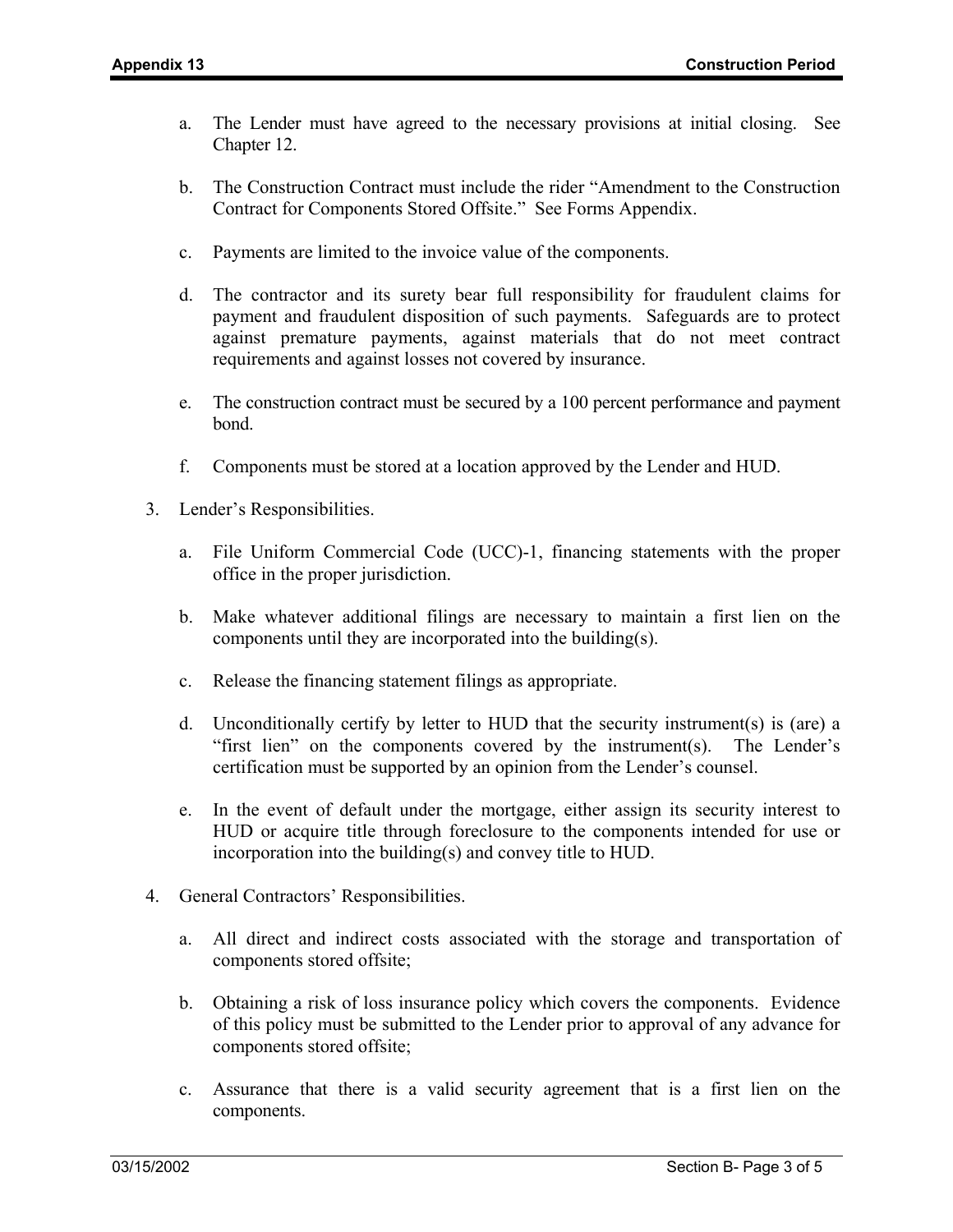a. The Lender must have agreed to the necessary provisions at initial closing. See Chapter 12.

b. The Construction Contract must include the rider "Amendment to the Construction Contract for Components Stored Offsite." See Forms Appendix.

c. Payments are limited to the invoice value of the components.

d. The contractor and its surety bear full responsibility for fraudulent claims for payment and fraudulent disposition of such payments. Safeguards are to protect against premature payments, against materials that do not meet contract requirements and against losses not covered by insurance.

e. The construction contract must be secured by a 100 percent performance and payment bond.

f. Components must be stored at a location approved by the Lender and HUD.

3. Lender's Responsibilities.

   a. File Uniform Commercial Code (UCC)-1, financing statements with the proper office in the proper jurisdiction.

   b. Make whatever additional filings are necessary to maintain a first lien on the components until they are incorporated into the building(s).

   c. Release the financing statement filings as appropriate.

   d. Unconditionally certify by letter to HUD that the security instrument(s) is (are) a "first lien" on the components covered by the instrument(s). The Lender's certification must be supported by an opinion from the Lender's counsel.

   e. In the event of default under the mortgage, either assign its security interest to HUD or acquire title through foreclosure to the components intended for use or incorporation into the building(s) and convey title to HUD.

4. General Contractors' Responsibilities.

   a. All direct and indirect costs associated with the storage and transportation of components stored offsite;

   b. Obtaining a risk of loss insurance policy which covers the components. Evidence of this policy must be submitted to the Lender prior to approval of any advance for components stored offsite;

   c. Assurance that there is a valid security agreement that is a first lien on the components.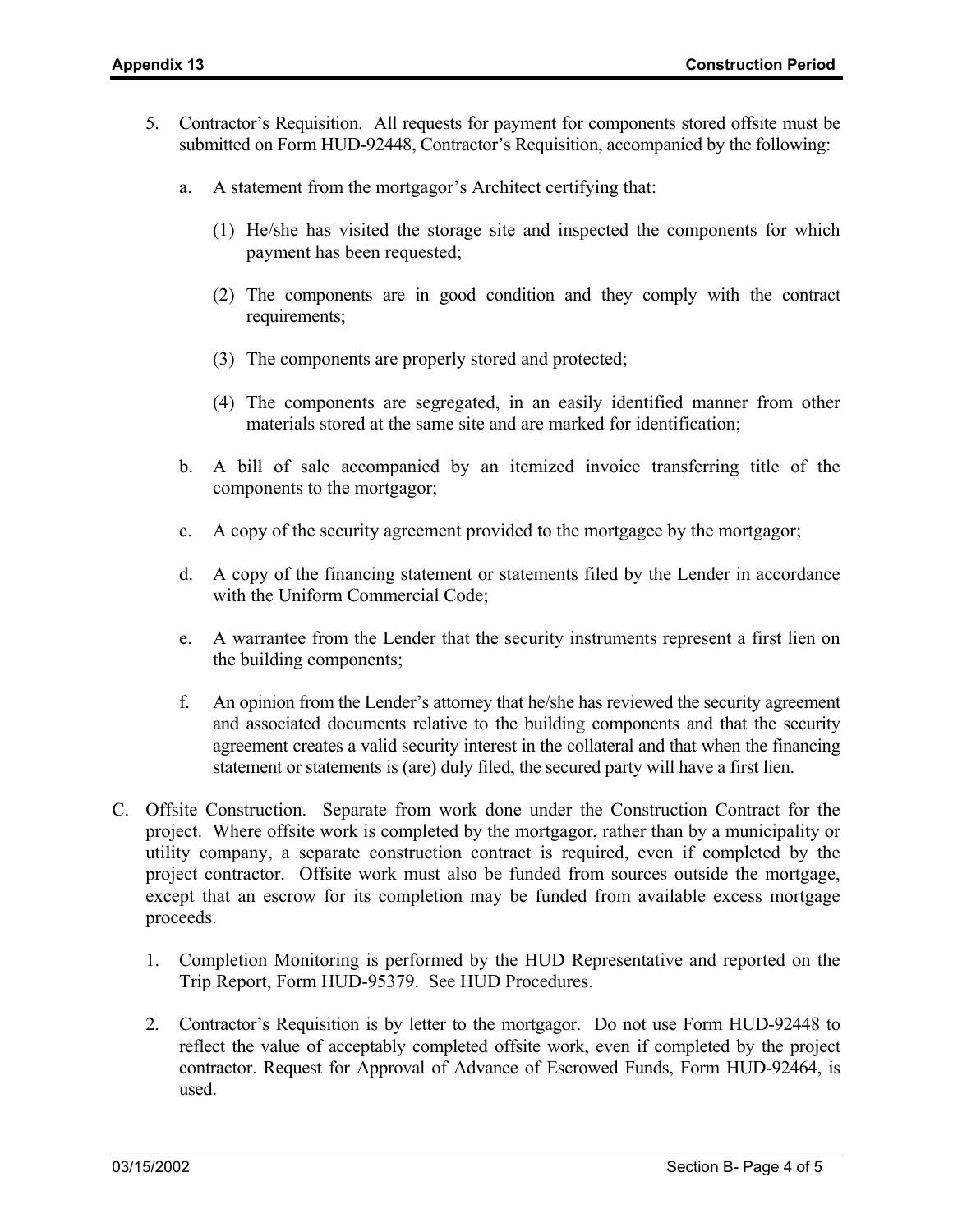5. Contractor's Requisition. All requests for payment for components stored offsite must be submitted on Form HUD-92448, Contractor's Requisition, accompanied by the following:

   a. A statement from the mortgagor's Architect certifying that:

      (1) He/she has visited the storage site and inspected the components for which payment has been requested;

      (2) The components are in good condition and they comply with the contract requirements;

      (3) The components are properly stored and protected;

      (4) The components are segregated, in an easily identified manner from other materials stored at the same site and are marked for identification;

   b. A bill of sale accompanied by an itemized invoice transferring title of the components to the mortgagor;

   c. A copy of the security agreement provided to the mortgagee by the mortgagor;

   d. A copy of the financing statement or statements filed by the Lender in accordance with the Uniform Commercial Code;

   e. A warrantee from the Lender that the security instruments represent a first lien on the building components;

   f. An opinion from the Lender's attorney that he/she has reviewed the security agreement and associated documents relative to the building components and that the security agreement creates a valid security interest in the collateral and that when the financing statement or statements is (are) duly filed, the secured party will have a first lien.

C. Offsite Construction. Separate from work done under the Construction Contract for the project. Where offsite work is completed by the mortgagor, rather than by a municipality or utility company, a separate construction contract is required, even if completed by the project contractor. Offsite work must also be funded from sources outside the mortgage, except that an escrow for its completion may be funded from available excess mortgage proceeds.

   1. Completion Monitoring is performed by the HUD Representative and reported on the Trip Report, Form HUD-95379. See HUD Procedures.

   2. Contractor's Requisition is by letter to the mortgagor. Do not use Form HUD-92448 to reflect the value of acceptably completed offsite work, even if completed by the project contractor. Request for Approval of Advance of Escrowed Funds, Form HUD-92464, is used.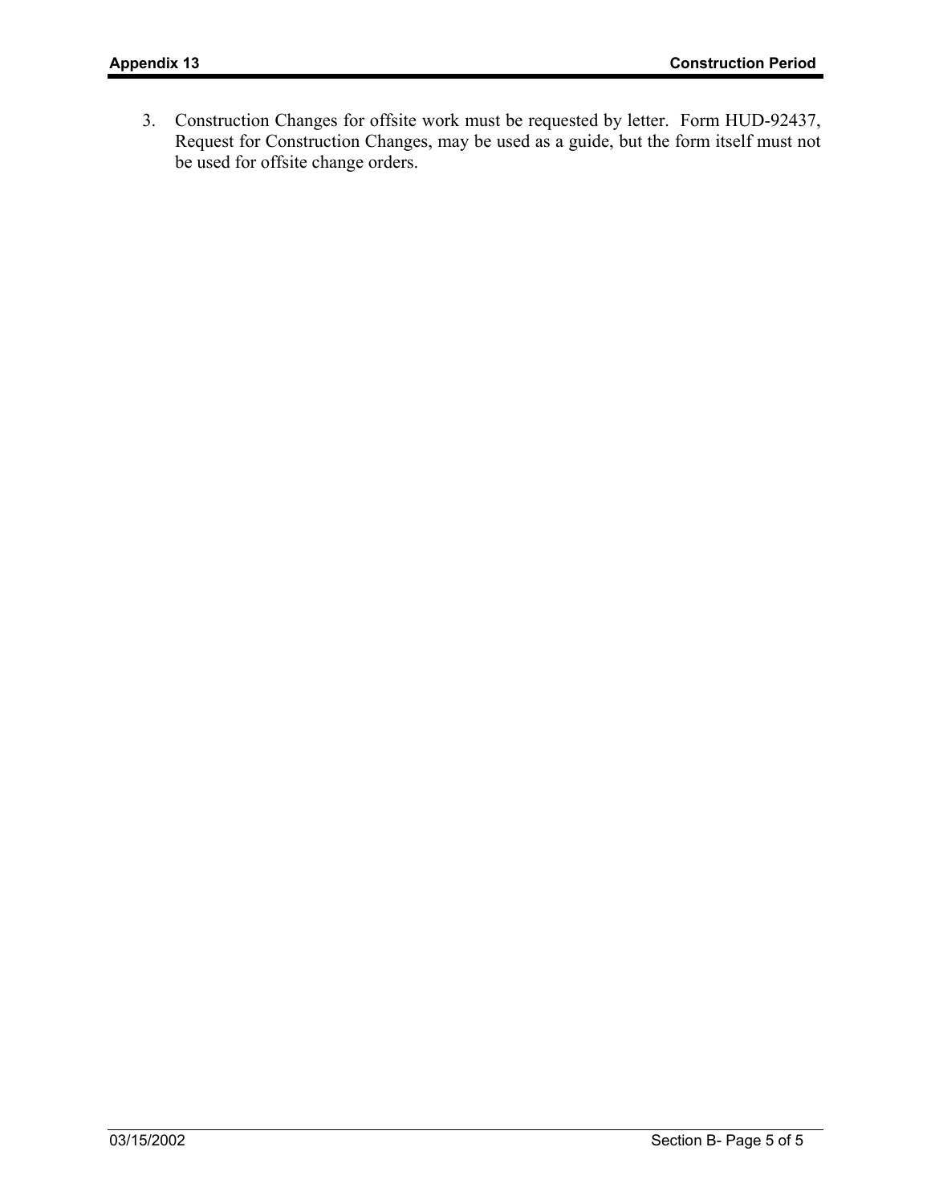3. Construction Changes for offsite work must be requested by letter. Form HUD-92437, Request for Construction Changes, may be used as a guide, but the form itself must not be used for offsite change orders.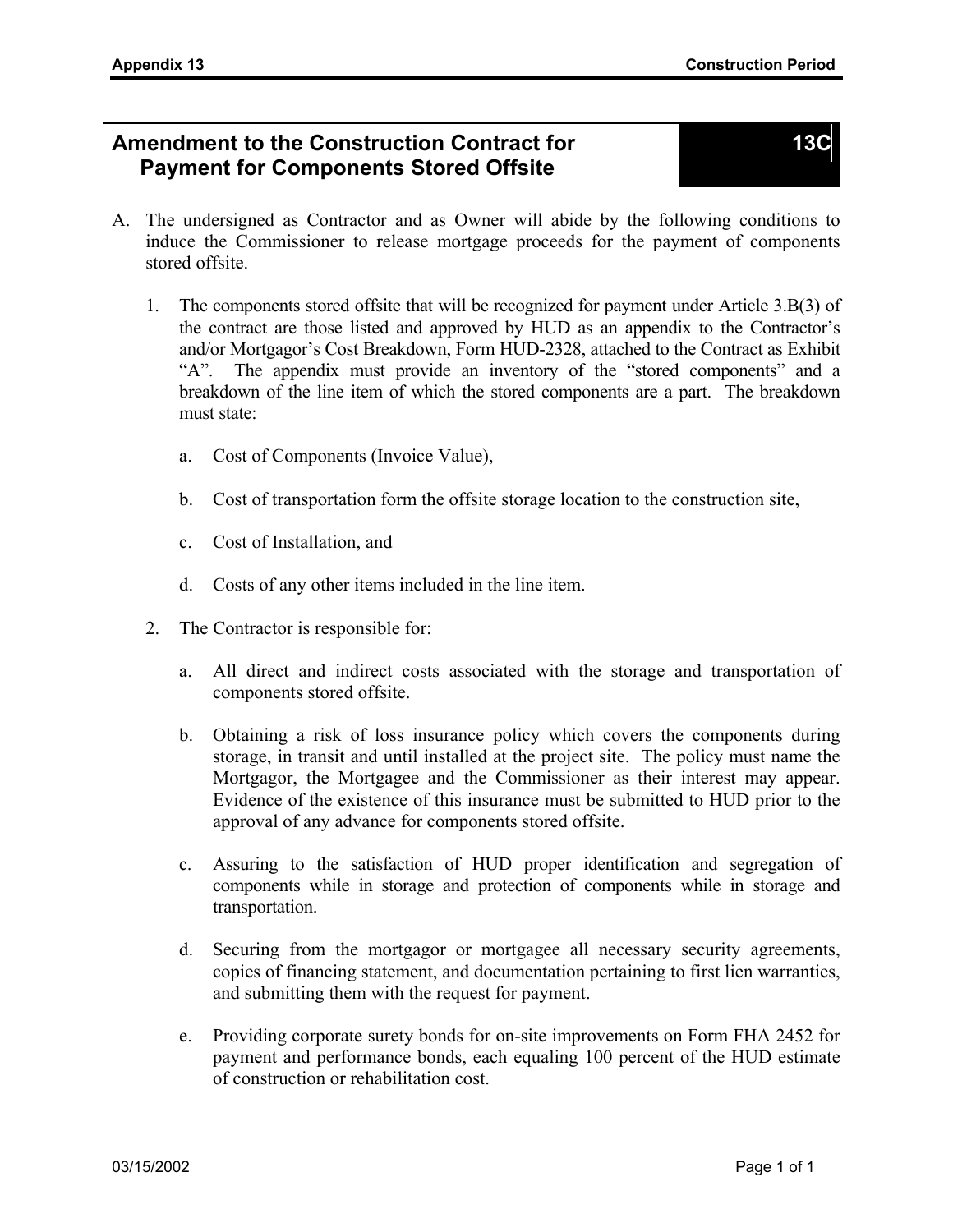# Amendment to the Construction Contract for Payment for Components Stored Offsite

**13C**

A. The undersigned as Contractor and as Owner will abide by the following conditions to induce the Commissioner to release mortgage proceeds for the payment of components stored offsite.

1. The components stored offsite that will be recognized for payment under Article 3.B(3) of the contract are those listed and approved by HUD as an appendix to the Contractor's and/or Mortgagor's Cost Breakdown, Form HUD-2328, attached to the Contract as Exhibit "A". The appendix must provide an inventory of the "stored components" and a breakdown of the line item of which the stored components are a part. The breakdown must state:

   a. Cost of Components (Invoice Value),

   b. Cost of transportation form the offsite storage location to the construction site,

   c. Cost of Installation, and

   d. Costs of any other items included in the line item.

2. The Contractor is responsible for:

   a. All direct and indirect costs associated with the storage and transportation of components stored offsite.

   b. Obtaining a risk of loss insurance policy which covers the components during storage, in transit and until installed at the project site. The policy must name the Mortgagor, the Mortgagee and the Commissioner as their interest may appear. Evidence of the existence of this insurance must be submitted to HUD prior to the approval of any advance for components stored offsite.

   c. Assuring to the satisfaction of HUD proper identification and segregation of components while in storage and protection of components while in storage and transportation.

   d. Securing from the mortgagor or mortgagee all necessary security agreements, copies of financing statement, and documentation pertaining to first lien warranties, and submitting them with the request for payment.

   e. Providing corporate surety bonds for on-site improvements on Form FHA 2452 for payment and performance bonds, each equaling 100 percent of the HUD estimate of construction or rehabilitation cost.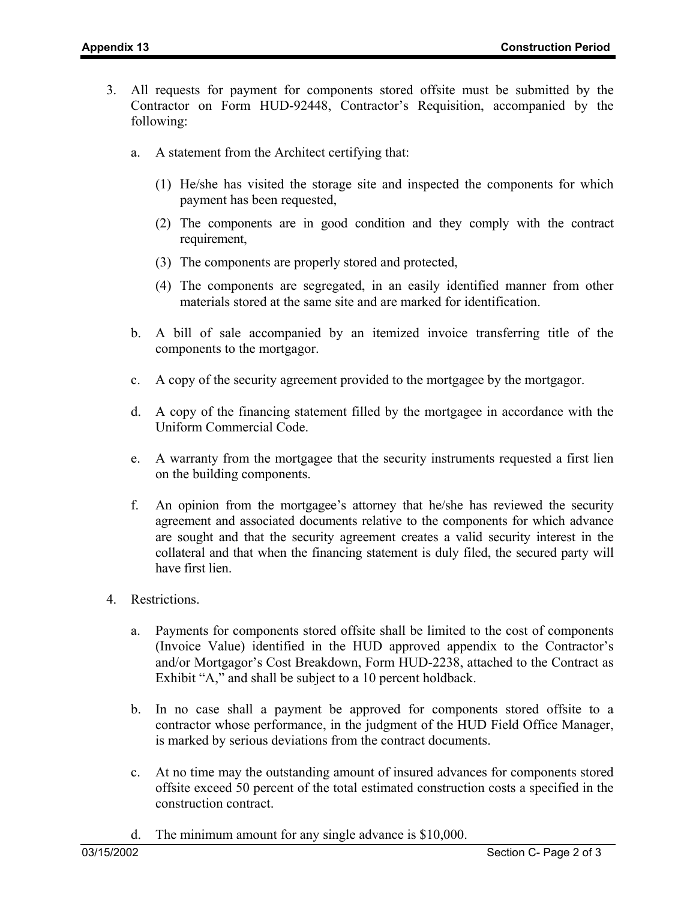3. All requests for payment for components stored offsite must be submitted by the Contractor on Form HUD-92448, Contractor's Requisition, accompanied by the following:

   a. A statement from the Architect certifying that:

      (1) He/she has visited the storage site and inspected the components for which payment has been requested,

      (2) The components are in good condition and they comply with the contract requirement,

      (3) The components are properly stored and protected,

      (4) The components are segregated, in an easily identified manner from other materials stored at the same site and are marked for identification.

   b. A bill of sale accompanied by an itemized invoice transferring title of the components to the mortgagor.

   c. A copy of the security agreement provided to the mortgagee by the mortgagor.

   d. A copy of the financing statement filled by the mortgagee in accordance with the Uniform Commercial Code.

   e. A warranty from the mortgagee that the security instruments requested a first lien on the building components.

   f. An opinion from the mortgagee's attorney that he/she has reviewed the security agreement and associated documents relative to the components for which advance are sought and that the security agreement creates a valid security interest in the collateral and that when the financing statement is duly filed, the secured party will have first lien.

4. Restrictions.

   a. Payments for components stored offsite shall be limited to the cost of components (Invoice Value) identified in the HUD approved appendix to the Contractor's and/or Mortgagor's Cost Breakdown, Form HUD-2238, attached to the Contract as Exhibit "A," and shall be subject to a 10 percent holdback.

   b. In no case shall a payment be approved for components stored offsite to a contractor whose performance, in the judgment of the HUD Field Office Manager, is marked by serious deviations from the contract documents.

   c. At no time may the outstanding amount of insured advances for components stored offsite exceed 50 percent of the total estimated construction costs a specified in the construction contract.

   d. The minimum amount for any single advance is $10,000.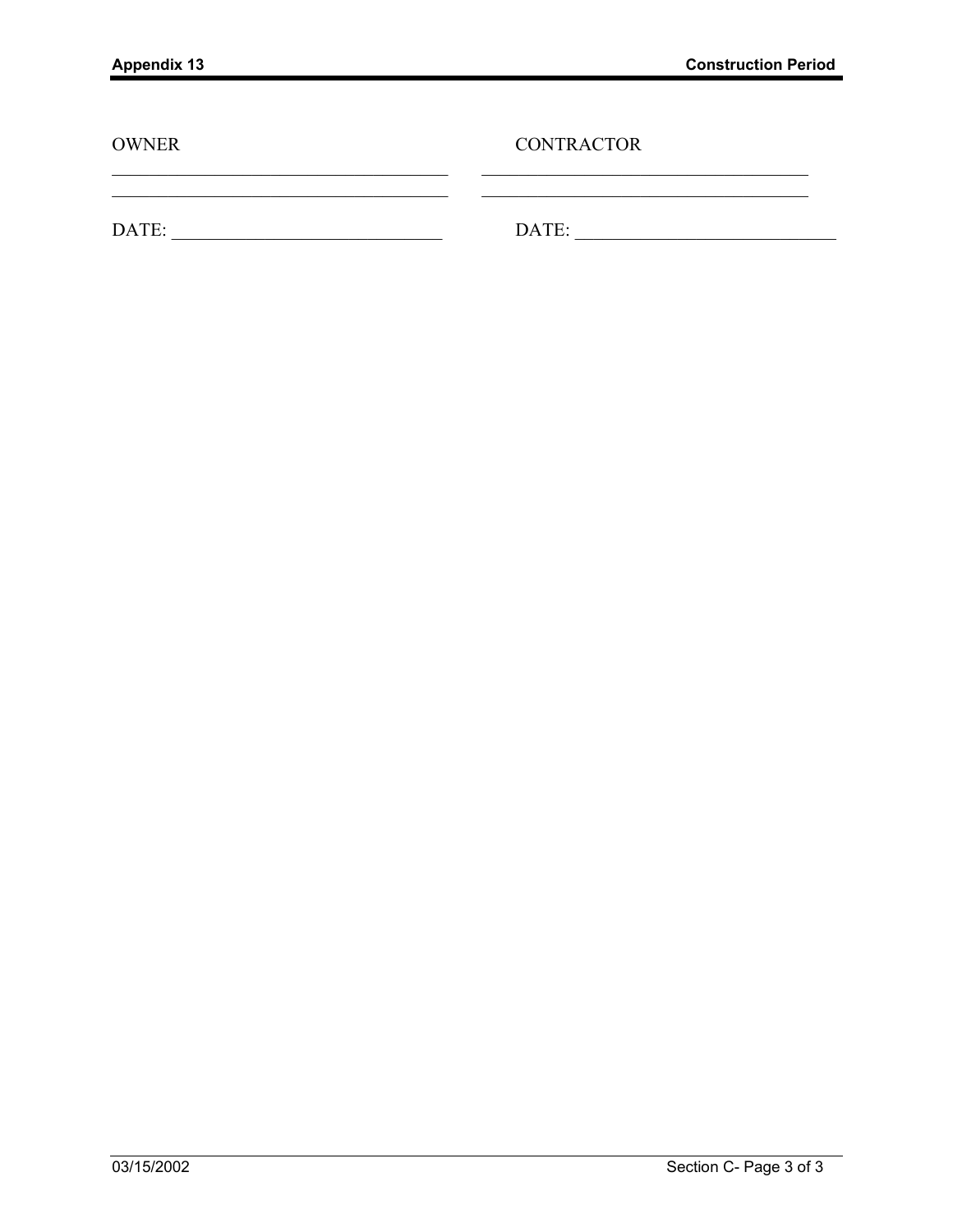| OWNER | CONTRACTOR |
| --- | --- |
| ______________________________________ | ______________________________________ |
| ______________________________________ | ______________________________________ |
| DATE: ____________________________ | DATE: ____________________________ |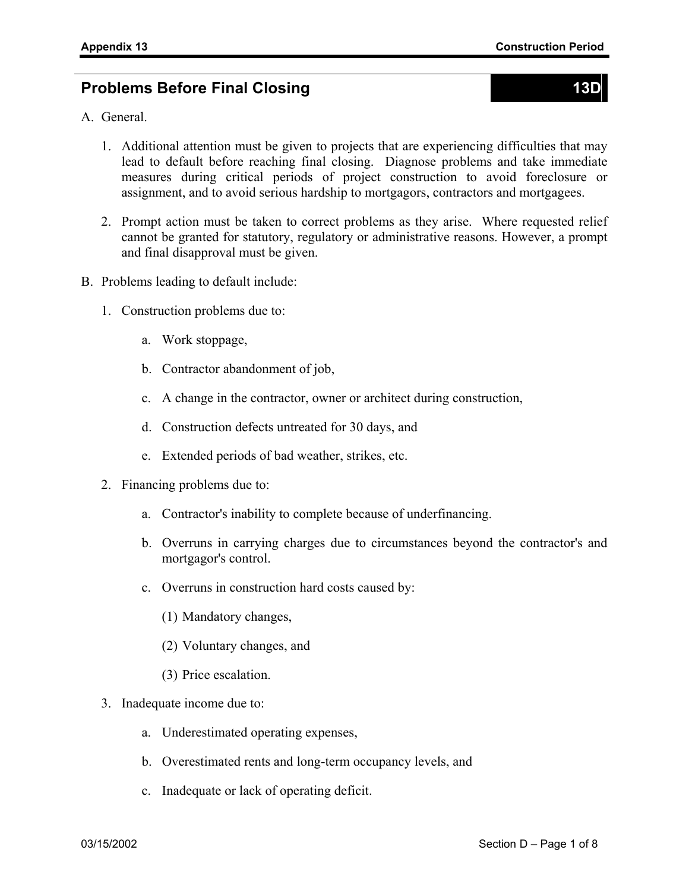## Problems Before Final Closing — 13D

A. General.

1. Additional attention must be given to projects that are experiencing difficulties that may lead to default before reaching final closing. Diagnose problems and take immediate measures during critical periods of project construction to avoid foreclosure or assignment, and to avoid serious hardship to mortgagors, contractors and mortgagees.

2. Prompt action must be taken to correct problems as they arise. Where requested relief cannot be granted for statutory, regulatory or administrative reasons. However, a prompt and final disapproval must be given.

B. Problems leading to default include:

1. Construction problems due to:

   a. Work stoppage,

   b. Contractor abandonment of job,

   c. A change in the contractor, owner or architect during construction,

   d. Construction defects untreated for 30 days, and

   e. Extended periods of bad weather, strikes, etc.

2. Financing problems due to:

   a. Contractor's inability to complete because of underfinancing.

   b. Overruns in carrying charges due to circumstances beyond the contractor's and mortgagor's control.

   c. Overruns in construction hard costs caused by:

      (1) Mandatory changes,

      (2) Voluntary changes, and

      (3) Price escalation.

3. Inadequate income due to:

   a. Underestimated operating expenses,

   b. Overestimated rents and long-term occupancy levels, and

   c. Inadequate or lack of operating deficit.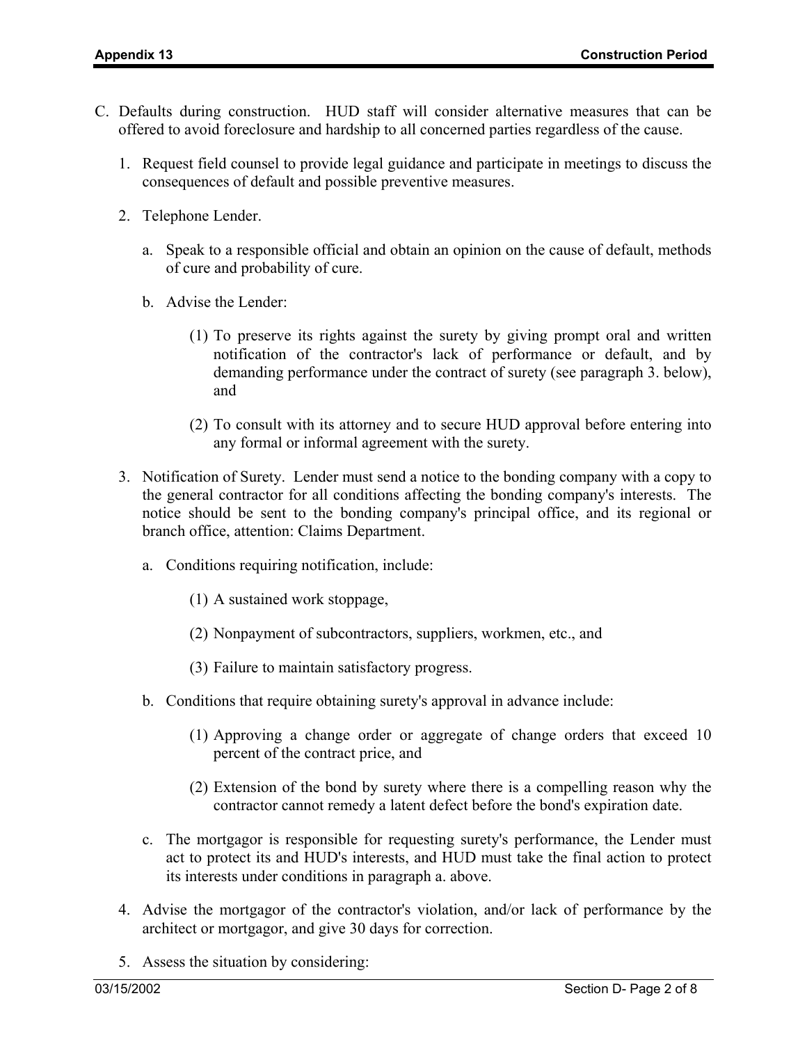C. Defaults during construction. HUD staff will consider alternative measures that can be offered to avoid foreclosure and hardship to all concerned parties regardless of the cause.

   1. Request field counsel to provide legal guidance and participate in meetings to discuss the consequences of default and possible preventive measures.

   2. Telephone Lender.

      a. Speak to a responsible official and obtain an opinion on the cause of default, methods of cure and probability of cure.

      b. Advise the Lender:

         (1) To preserve its rights against the surety by giving prompt oral and written notification of the contractor's lack of performance or default, and by demanding performance under the contract of surety (see paragraph 3. below), and

         (2) To consult with its attorney and to secure HUD approval before entering into any formal or informal agreement with the surety.

   3. Notification of Surety. Lender must send a notice to the bonding company with a copy to the general contractor for all conditions affecting the bonding company's interests. The notice should be sent to the bonding company's principal office, and its regional or branch office, attention: Claims Department.

      a. Conditions requiring notification, include:

         (1) A sustained work stoppage,

         (2) Nonpayment of subcontractors, suppliers, workmen, etc., and

         (3) Failure to maintain satisfactory progress.

      b. Conditions that require obtaining surety's approval in advance include:

         (1) Approving a change order or aggregate of change orders that exceed 10 percent of the contract price, and

         (2) Extension of the bond by surety where there is a compelling reason why the contractor cannot remedy a latent defect before the bond's expiration date.

      c. The mortgagor is responsible for requesting surety's performance, the Lender must act to protect its and HUD's interests, and HUD must take the final action to protect its interests under conditions in paragraph a. above.

   4. Advise the mortgagor of the contractor's violation, and/or lack of performance by the architect or mortgagor, and give 30 days for correction.

   5. Assess the situation by considering: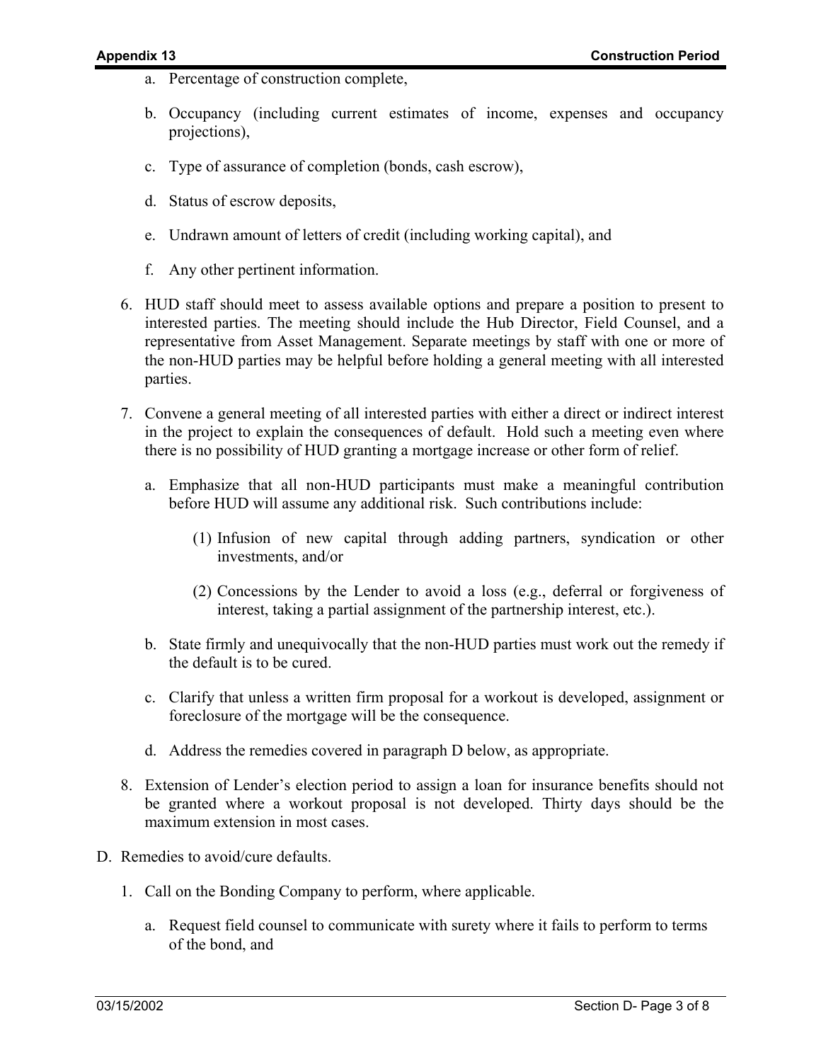a. Percentage of construction complete,

b. Occupancy (including current estimates of income, expenses and occupancy projections),

c. Type of assurance of completion (bonds, cash escrow),

d. Status of escrow deposits,

e. Undrawn amount of letters of credit (including working capital), and

f. Any other pertinent information.

6. HUD staff should meet to assess available options and prepare a position to present to interested parties. The meeting should include the Hub Director, Field Counsel, and a representative from Asset Management. Separate meetings by staff with one or more of the non-HUD parties may be helpful before holding a general meeting with all interested parties.

7. Convene a general meeting of all interested parties with either a direct or indirect interest in the project to explain the consequences of default. Hold such a meeting even where there is no possibility of HUD granting a mortgage increase or other form of relief.

   a. Emphasize that all non-HUD participants must make a meaningful contribution before HUD will assume any additional risk. Such contributions include:

      (1) Infusion of new capital through adding partners, syndication or other investments, and/or

      (2) Concessions by the Lender to avoid a loss (e.g., deferral or forgiveness of interest, taking a partial assignment of the partnership interest, etc.).

   b. State firmly and unequivocally that the non-HUD parties must work out the remedy if the default is to be cured.

   c. Clarify that unless a written firm proposal for a workout is developed, assignment or foreclosure of the mortgage will be the consequence.

   d. Address the remedies covered in paragraph D below, as appropriate.

8. Extension of Lender's election period to assign a loan for insurance benefits should not be granted where a workout proposal is not developed. Thirty days should be the maximum extension in most cases.

D. Remedies to avoid/cure defaults.

1. Call on the Bonding Company to perform, where applicable.

   a. Request field counsel to communicate with surety where it fails to perform to terms of the bond, and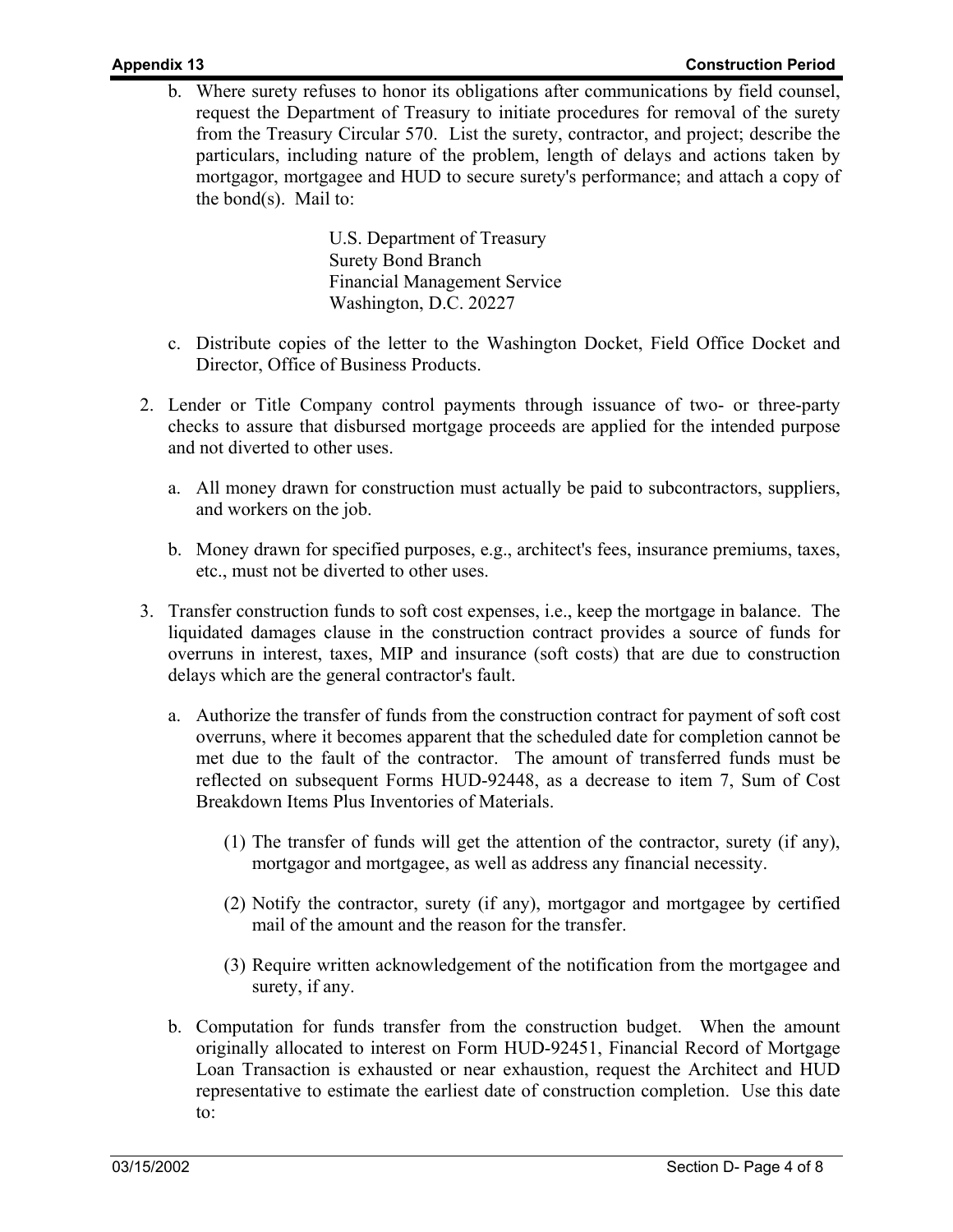b. Where surety refuses to honor its obligations after communications by field counsel, request the Department of Treasury to initiate procedures for removal of the surety from the Treasury Circular 570. List the surety, contractor, and project; describe the particulars, including nature of the problem, length of delays and actions taken by mortgagor, mortgagee and HUD to secure surety's performance; and attach a copy of the bond(s). Mail to:

    U.S. Department of Treasury
    Surety Bond Branch
    Financial Management Service
    Washington, D.C. 20227

c. Distribute copies of the letter to the Washington Docket, Field Office Docket and Director, Office of Business Products.

2. Lender or Title Company control payments through issuance of two- or three-party checks to assure that disbursed mortgage proceeds are applied for the intended purpose and not diverted to other uses.

   a. All money drawn for construction must actually be paid to subcontractors, suppliers, and workers on the job.

   b. Money drawn for specified purposes, e.g., architect's fees, insurance premiums, taxes, etc., must not be diverted to other uses.

3. Transfer construction funds to soft cost expenses, i.e., keep the mortgage in balance. The liquidated damages clause in the construction contract provides a source of funds for overruns in interest, taxes, MIP and insurance (soft costs) that are due to construction delays which are the general contractor's fault.

   a. Authorize the transfer of funds from the construction contract for payment of soft cost overruns, where it becomes apparent that the scheduled date for completion cannot be met due to the fault of the contractor. The amount of transferred funds must be reflected on subsequent Forms HUD-92448, as a decrease to item 7, Sum of Cost Breakdown Items Plus Inventories of Materials.

      (1) The transfer of funds will get the attention of the contractor, surety (if any), mortgagor and mortgagee, as well as address any financial necessity.

      (2) Notify the contractor, surety (if any), mortgagor and mortgagee by certified mail of the amount and the reason for the transfer.

      (3) Require written acknowledgement of the notification from the mortgagee and surety, if any.

   b. Computation for funds transfer from the construction budget. When the amount originally allocated to interest on Form HUD-92451, Financial Record of Mortgage Loan Transaction is exhausted or near exhaustion, request the Architect and HUD representative to estimate the earliest date of construction completion. Use this date to: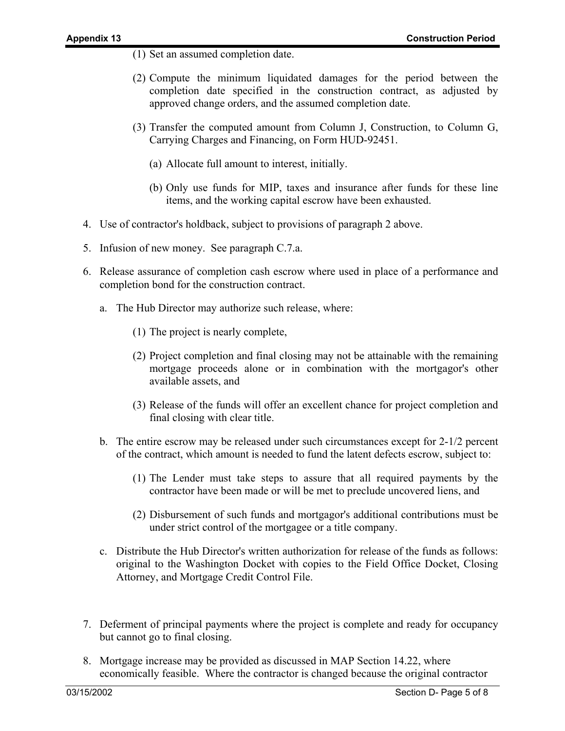(1) Set an assumed completion date.

(2) Compute the minimum liquidated damages for the period between the completion date specified in the construction contract, as adjusted by approved change orders, and the assumed completion date.

(3) Transfer the computed amount from Column J, Construction, to Column G, Carrying Charges and Financing, on Form HUD-92451.

(a) Allocate full amount to interest, initially.

(b) Only use funds for MIP, taxes and insurance after funds for these line items, and the working capital escrow have been exhausted.

4. Use of contractor's holdback, subject to provisions of paragraph 2 above.

5. Infusion of new money. See paragraph C.7.a.

6. Release assurance of completion cash escrow where used in place of a performance and completion bond for the construction contract.

   a. The Hub Director may authorize such release, where:

      (1) The project is nearly complete,

      (2) Project completion and final closing may not be attainable with the remaining mortgage proceeds alone or in combination with the mortgagor's other available assets, and

      (3) Release of the funds will offer an excellent chance for project completion and final closing with clear title.

   b. The entire escrow may be released under such circumstances except for 2-1/2 percent of the contract, which amount is needed to fund the latent defects escrow, subject to:

      (1) The Lender must take steps to assure that all required payments by the contractor have been made or will be met to preclude uncovered liens, and

      (2) Disbursement of such funds and mortgagor's additional contributions must be under strict control of the mortgagee or a title company.

   c. Distribute the Hub Director's written authorization for release of the funds as follows: original to the Washington Docket with copies to the Field Office Docket, Closing Attorney, and Mortgage Credit Control File.

7. Deferment of principal payments where the project is complete and ready for occupancy but cannot go to final closing.

8. Mortgage increase may be provided as discussed in MAP Section 14.22, where economically feasible. Where the contractor is changed because the original contractor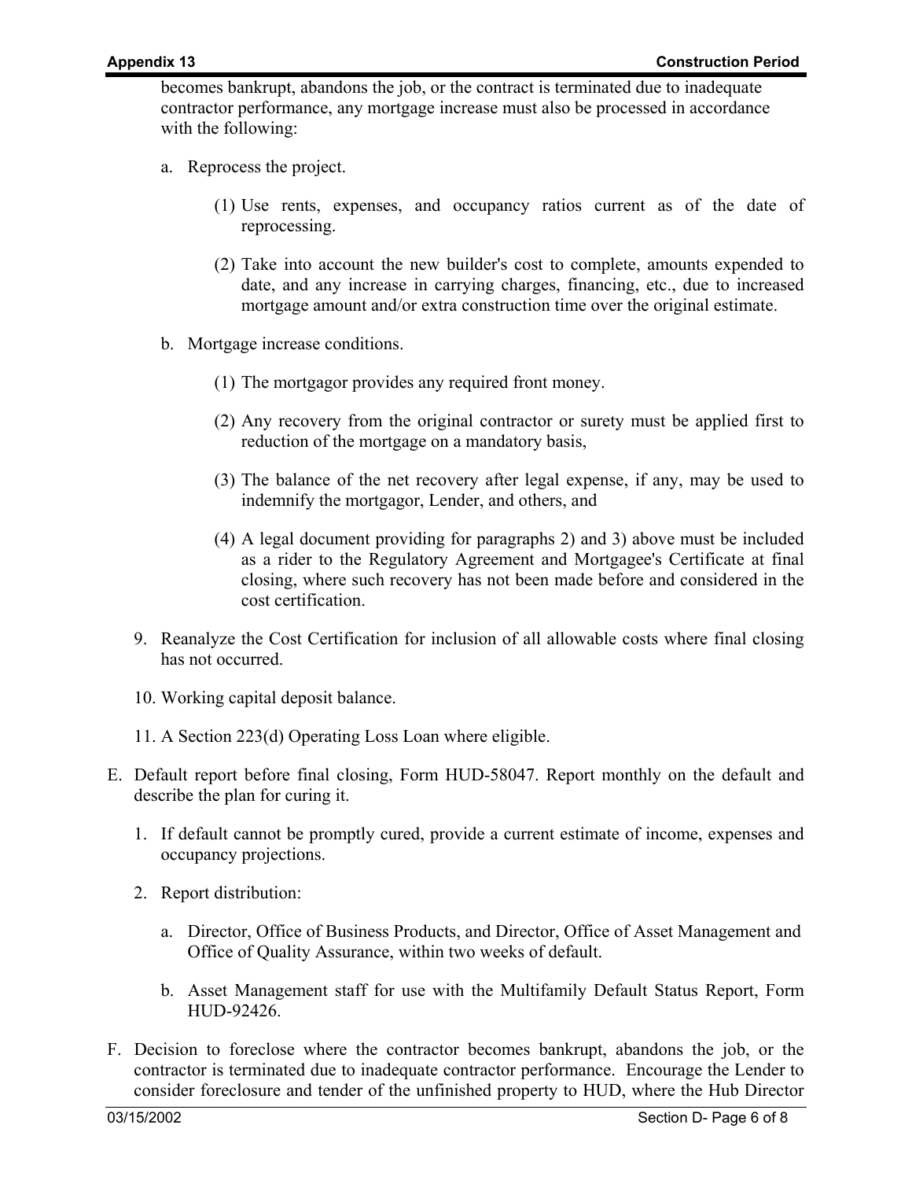becomes bankrupt, abandons the job, or the contract is terminated due to inadequate contractor performance, any mortgage increase must also be processed in accordance with the following:

a. Reprocess the project.

   (1) Use rents, expenses, and occupancy ratios current as of the date of reprocessing.

   (2) Take into account the new builder's cost to complete, amounts expended to date, and any increase in carrying charges, financing, etc., due to increased mortgage amount and/or extra construction time over the original estimate.

b. Mortgage increase conditions.

   (1) The mortgagor provides any required front money.

   (2) Any recovery from the original contractor or surety must be applied first to reduction of the mortgage on a mandatory basis,

   (3) The balance of the net recovery after legal expense, if any, may be used to indemnify the mortgagor, Lender, and others, and

   (4) A legal document providing for paragraphs 2) and 3) above must be included as a rider to the Regulatory Agreement and Mortgagee's Certificate at final closing, where such recovery has not been made before and considered in the cost certification.

9. Reanalyze the Cost Certification for inclusion of all allowable costs where final closing has not occurred.

10. Working capital deposit balance.

11. A Section 223(d) Operating Loss Loan where eligible.

E. Default report before final closing, Form HUD-58047. Report monthly on the default and describe the plan for curing it.

   1. If default cannot be promptly cured, provide a current estimate of income, expenses and occupancy projections.

   2. Report distribution:

      a. Director, Office of Business Products, and Director, Office of Asset Management and Office of Quality Assurance, within two weeks of default.

      b. Asset Management staff for use with the Multifamily Default Status Report, Form HUD-92426.

F. Decision to foreclose where the contractor becomes bankrupt, abandons the job, or the contractor is terminated due to inadequate contractor performance. Encourage the Lender to consider foreclosure and tender of the unfinished property to HUD, where the Hub Director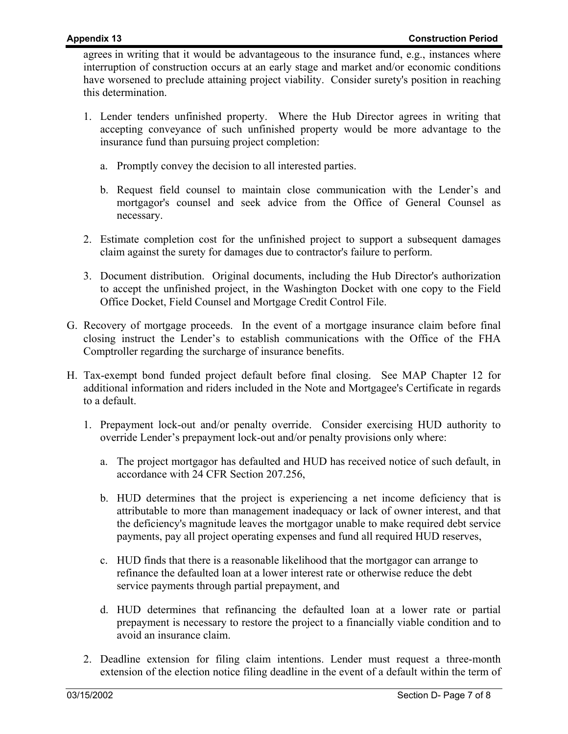agrees in writing that it would be advantageous to the insurance fund, e.g., instances where interruption of construction occurs at an early stage and market and/or economic conditions have worsened to preclude attaining project viability. Consider surety's position in reaching this determination.

1. Lender tenders unfinished property. Where the Hub Director agrees in writing that accepting conveyance of such unfinished property would be more advantage to the insurance fund than pursuing project completion:

   a. Promptly convey the decision to all interested parties.

   b. Request field counsel to maintain close communication with the Lender's and mortgagor's counsel and seek advice from the Office of General Counsel as necessary.

2. Estimate completion cost for the unfinished project to support a subsequent damages claim against the surety for damages due to contractor's failure to perform.

3. Document distribution. Original documents, including the Hub Director's authorization to accept the unfinished project, in the Washington Docket with one copy to the Field Office Docket, Field Counsel and Mortgage Credit Control File.

G. Recovery of mortgage proceeds. In the event of a mortgage insurance claim before final closing instruct the Lender's to establish communications with the Office of the FHA Comptroller regarding the surcharge of insurance benefits.

H. Tax-exempt bond funded project default before final closing. See MAP Chapter 12 for additional information and riders included in the Note and Mortgagee's Certificate in regards to a default.

1. Prepayment lock-out and/or penalty override. Consider exercising HUD authority to override Lender's prepayment lock-out and/or penalty provisions only where:

   a. The project mortgagor has defaulted and HUD has received notice of such default, in accordance with 24 CFR Section 207.256,

   b. HUD determines that the project is experiencing a net income deficiency that is attributable to more than management inadequacy or lack of owner interest, and that the deficiency's magnitude leaves the mortgagor unable to make required debt service payments, pay all project operating expenses and fund all required HUD reserves,

   c. HUD finds that there is a reasonable likelihood that the mortgagor can arrange to refinance the defaulted loan at a lower interest rate or otherwise reduce the debt service payments through partial prepayment, and

   d. HUD determines that refinancing the defaulted loan at a lower rate or partial prepayment is necessary to restore the project to a financially viable condition and to avoid an insurance claim.

2. Deadline extension for filing claim intentions. Lender must request a three-month extension of the election notice filing deadline in the event of a default within the term of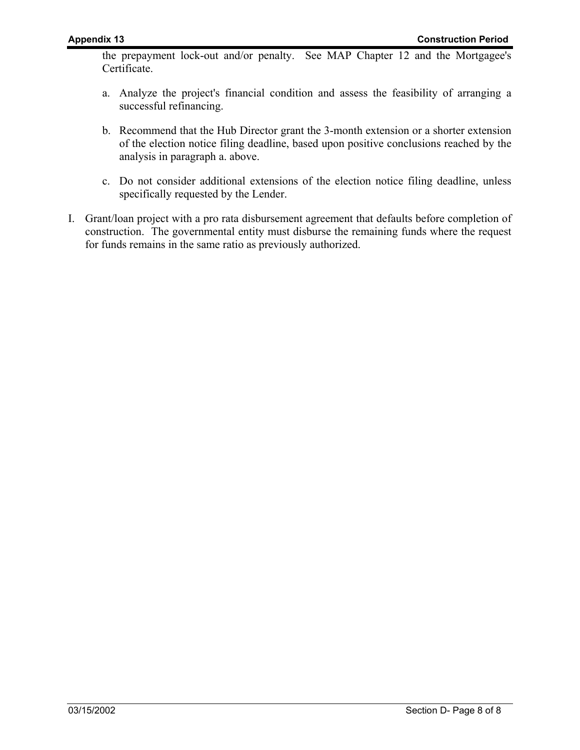the prepayment lock-out and/or penalty. See MAP Chapter 12 and the Mortgagee's Certificate.

a. Analyze the project's financial condition and assess the feasibility of arranging a successful refinancing.

b. Recommend that the Hub Director grant the 3-month extension or a shorter extension of the election notice filing deadline, based upon positive conclusions reached by the analysis in paragraph a. above.

c. Do not consider additional extensions of the election notice filing deadline, unless specifically requested by the Lender.

I. Grant/loan project with a pro rata disbursement agreement that defaults before completion of construction. The governmental entity must disburse the remaining funds where the request for funds remains in the same ratio as previously authorized.